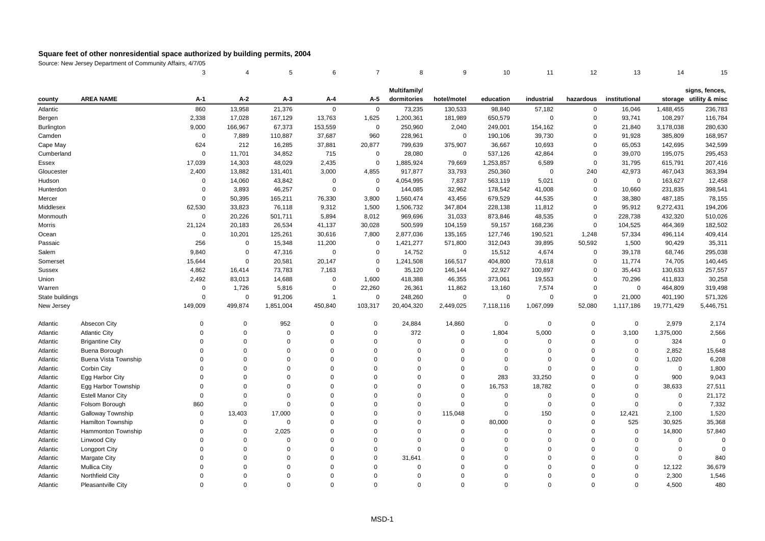# Square feet of other nonresidential space authorized by building permits, 2004

Source: New Jersey Department of Community Affairs, 4/7/05

| | | 3 | 4 | 5 | 6 | 7 | 8 | 9 | 10 | 11 | 12 | 13 | 14 | 15 |
|---|---|---|---|---|---|---|---|---|---|---|---|---|---|---|
| county | AREA NAME | A-1 | A-2 | A-3 | A-4 | A-5 | Multifamily/ dormitories | hotel/motel | education | industrial | hazardous | institutional | storage | signs, fences, utility & misc |
| Atlantic | | 860 | 13,958 | 21,376 | 0 | 0 | 73,235 | 130,533 | 98,840 | 57,182 | 0 | 16,046 | 1,488,455 | 236,783 |
| Bergen | | 2,338 | 17,028 | 167,129 | 13,763 | 1,625 | 1,200,361 | 181,989 | 650,579 | 0 | 0 | 93,741 | 108,297 | 116,784 |
| Burlington | | 9,000 | 166,967 | 67,373 | 153,559 | 0 | 250,960 | 2,040 | 249,001 | 154,162 | 0 | 21,840 | 3,178,038 | 280,630 |
| Camden | | 0 | 7,889 | 110,887 | 37,687 | 960 | 228,961 | 0 | 190,106 | 39,730 | 0 | 91,928 | 385,809 | 168,957 |
| Cape May | | 624 | 212 | 16,285 | 37,881 | 20,877 | 799,639 | 375,907 | 36,667 | 10,693 | 0 | 65,053 | 142,695 | 342,599 |
| Cumberland | | 0 | 11,701 | 34,852 | 715 | 0 | 28,080 | 0 | 537,126 | 42,864 | 0 | 39,070 | 195,075 | 295,453 |
| Essex | | 17,039 | 14,303 | 48,029 | 2,435 | 0 | 1,885,924 | 79,669 | 1,253,857 | 6,589 | 0 | 31,795 | 615,791 | 207,416 |
| Gloucester | | 2,400 | 13,882 | 131,401 | 3,000 | 4,855 | 917,877 | 33,793 | 250,360 | 0 | 240 | 42,973 | 467,043 | 363,394 |
| Hudson | | 0 | 14,060 | 43,842 | 0 | 0 | 4,054,995 | 7,837 | 563,119 | 5,021 | 0 | 0 | 163,627 | 12,458 |
| Hunterdon | | 0 | 3,893 | 46,257 | 0 | 0 | 144,085 | 32,962 | 178,542 | 41,008 | 0 | 10,660 | 231,835 | 398,541 |
| Mercer | | 0 | 50,395 | 165,211 | 76,330 | 3,800 | 1,560,474 | 43,456 | 679,529 | 44,535 | 0 | 38,380 | 487,185 | 78,155 |
| Middlesex | | 62,530 | 33,823 | 76,118 | 9,312 | 1,500 | 1,506,732 | 347,804 | 228,138 | 11,812 | 0 | 95,912 | 9,272,431 | 194,206 |
| Monmouth | | 0 | 20,226 | 501,711 | 5,894 | 8,012 | 969,696 | 31,033 | 873,846 | 48,535 | 0 | 228,738 | 432,320 | 510,026 |
| Morris | | 21,124 | 20,183 | 26,534 | 41,137 | 30,028 | 500,599 | 104,159 | 59,157 | 168,236 | 0 | 104,525 | 464,369 | 182,502 |
| Ocean | | 0 | 10,201 | 125,261 | 30,616 | 7,800 | 2,877,036 | 135,165 | 127,746 | 190,521 | 1,248 | 57,334 | 496,114 | 409,414 |
| Passaic | | 256 | 0 | 15,348 | 11,200 | 0 | 1,421,277 | 571,800 | 312,043 | 39,895 | 50,592 | 1,500 | 90,429 | 35,311 |
| Salem | | 9,840 | 0 | 47,316 | 0 | 0 | 14,752 | 0 | 15,512 | 4,674 | 0 | 39,178 | 68,746 | 295,038 |
| Somerset | | 15,644 | 0 | 20,581 | 20,147 | 0 | 1,241,508 | 166,517 | 404,800 | 73,618 | 0 | 11,774 | 74,705 | 140,445 |
| Sussex | | 4,862 | 16,414 | 73,783 | 7,163 | 0 | 35,120 | 146,144 | 22,927 | 100,897 | 0 | 35,443 | 130,633 | 257,557 |
| Union | | 2,492 | 83,013 | 14,688 | 0 | 1,600 | 418,388 | 46,355 | 373,061 | 19,553 | 0 | 70,296 | 411,833 | 30,258 |
| Warren | | 0 | 1,726 | 5,816 | 0 | 22,260 | 26,361 | 11,862 | 13,160 | 7,574 | 0 | 0 | 464,809 | 319,498 |
| State buildings | | 0 | 0 | 91,206 | 1 | 0 | 248,260 | 0 | 0 | 0 | 0 | 21,000 | 401,190 | 571,326 |
| New Jersey | | 149,009 | 499,874 | 1,851,004 | 450,840 | 103,317 | 20,404,320 | 2,449,025 | 7,118,116 | 1,067,099 | 52,080 | 1,117,186 | 19,771,429 | 5,446,751 |
| | | | | | | | | | | | | | | |
| Atlantic | Absecon City | 0 | 0 | 952 | 0 | 0 | 24,884 | 14,860 | 0 | 0 | 0 | 0 | 2,979 | 2,174 |
| Atlantic | Atlantic City | 0 | 0 | 0 | 0 | 0 | 372 | 0 | 1,804 | 5,000 | 0 | 3,100 | 1,375,000 | 2,566 |
| Atlantic | Brigantine City | 0 | 0 | 0 | 0 | 0 | 0 | 0 | 0 | 0 | 0 | 0 | 324 | 0 |
| Atlantic | Buena Borough | 0 | 0 | 0 | 0 | 0 | 0 | 0 | 0 | 0 | 0 | 0 | 2,852 | 15,648 |
| Atlantic | Buena Vista Township | 0 | 0 | 0 | 0 | 0 | 0 | 0 | 0 | 0 | 0 | 0 | 1,020 | 6,208 |
| Atlantic | Corbin City | 0 | 0 | 0 | 0 | 0 | 0 | 0 | 0 | 0 | 0 | 0 | 0 | 1,800 |
| Atlantic | Egg Harbor City | 0 | 0 | 0 | 0 | 0 | 0 | 0 | 283 | 33,250 | 0 | 0 | 900 | 9,043 |
| Atlantic | Egg Harbor Township | 0 | 0 | 0 | 0 | 0 | 0 | 0 | 16,753 | 18,782 | 0 | 0 | 38,633 | 27,511 |
| Atlantic | Estell Manor City | 0 | 0 | 0 | 0 | 0 | 0 | 0 | 0 | 0 | 0 | 0 | 0 | 21,172 |
| Atlantic | Folsom Borough | 860 | 0 | 0 | 0 | 0 | 0 | 0 | 0 | 0 | 0 | 0 | 0 | 7,332 |
| Atlantic | Galloway Township | 0 | 13,403 | 17,000 | 0 | 0 | 0 | 115,048 | 0 | 150 | 0 | 12,421 | 2,100 | 1,520 |
| Atlantic | Hamilton Township | 0 | 0 | 0 | 0 | 0 | 0 | 0 | 80,000 | 0 | 0 | 525 | 30,925 | 35,368 |
| Atlantic | Hammonton Township | 0 | 0 | 2,025 | 0 | 0 | 0 | 0 | 0 | 0 | 0 | 0 | 14,800 | 57,840 |
| Atlantic | Linwood City | 0 | 0 | 0 | 0 | 0 | 0 | 0 | 0 | 0 | 0 | 0 | 0 | 0 |
| Atlantic | Longport City | 0 | 0 | 0 | 0 | 0 | 0 | 0 | 0 | 0 | 0 | 0 | 0 | 0 |
| Atlantic | Margate City | 0 | 0 | 0 | 0 | 0 | 31,641 | 0 | 0 | 0 | 0 | 0 | 0 | 840 |
| Atlantic | Mullica City | 0 | 0 | 0 | 0 | 0 | 0 | 0 | 0 | 0 | 0 | 0 | 12,122 | 36,679 |
| Atlantic | Northfield City | 0 | 0 | 0 | 0 | 0 | 0 | 0 | 0 | 0 | 0 | 0 | 2,300 | 1,546 |
| Atlantic | Pleasantville City | 0 | 0 | 0 | 0 | 0 | 0 | 0 | 0 | 0 | 0 | 0 | 4,500 | 480 |

MSD-1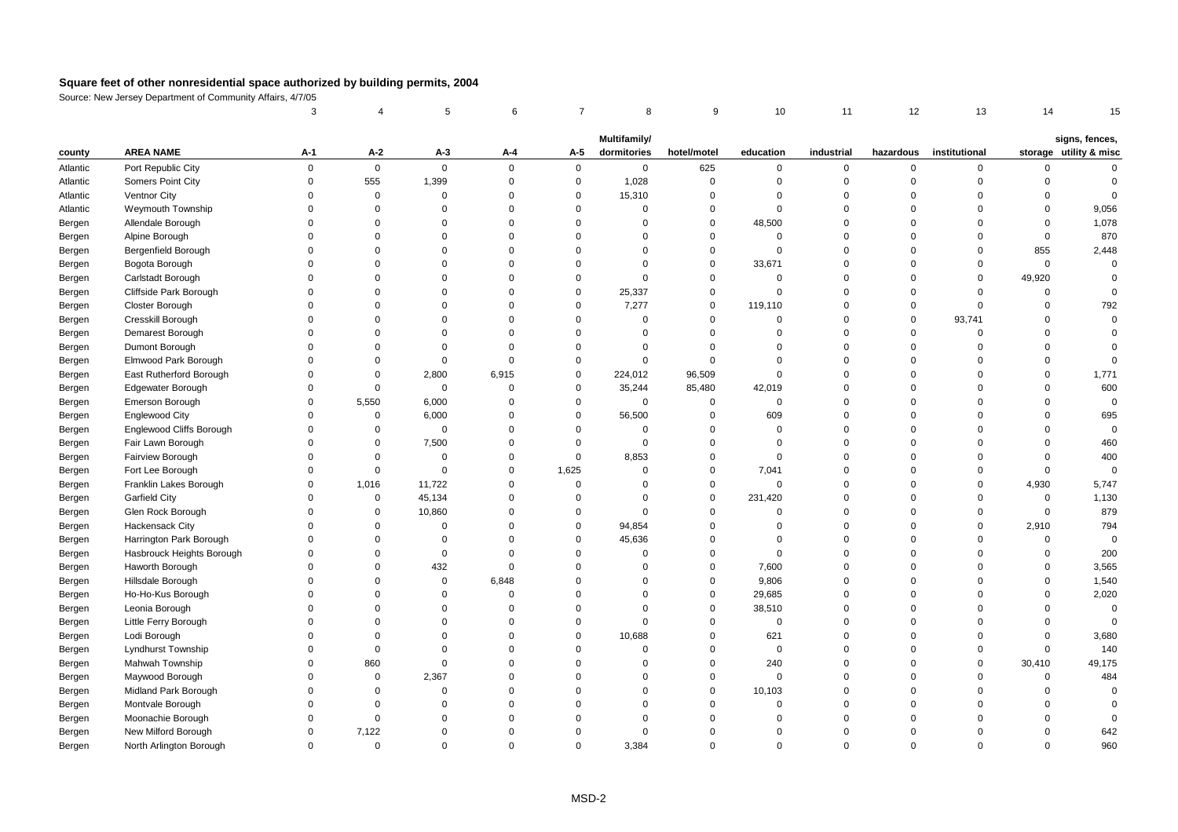# Square feet of other nonresidential space authorized by building permits, 2004

Source: New Jersey Department of Community Affairs, 4/7/05

| | | 3 | 4 | 5 | 6 | 7 | 8 | 9 | 10 | 11 | 12 | 13 | 14 | 15 |
|---|---|---|---|---|---|---|---|---|---|---|---|---|---|---|
| county | AREA NAME | A-1 | A-2 | A-3 | A-4 | A-5 | Multifamily/ dormitories | hotel/motel | education | industrial | hazardous | institutional | storage | signs, fences, utility & misc |
| Atlantic | Port Republic City | 0 | 0 | 0 | 0 | 0 | 0 | 625 | 0 | 0 | 0 | 0 | 0 | 0 |
| Atlantic | Somers Point City | 0 | 555 | 1,399 | 0 | 0 | 1,028 | 0 | 0 | 0 | 0 | 0 | 0 | 0 |
| Atlantic | Ventnor City | 0 | 0 | 0 | 0 | 0 | 15,310 | 0 | 0 | 0 | 0 | 0 | 0 | 0 |
| Atlantic | Weymouth Township | 0 | 0 | 0 | 0 | 0 | 0 | 0 | 0 | 0 | 0 | 0 | 0 | 9,056 |
| Bergen | Allendale Borough | 0 | 0 | 0 | 0 | 0 | 0 | 0 | 48,500 | 0 | 0 | 0 | 0 | 1,078 |
| Bergen | Alpine Borough | 0 | 0 | 0 | 0 | 0 | 0 | 0 | 0 | 0 | 0 | 0 | 0 | 870 |
| Bergen | Bergenfield Borough | 0 | 0 | 0 | 0 | 0 | 0 | 0 | 0 | 0 | 0 | 0 | 855 | 2,448 |
| Bergen | Bogota Borough | 0 | 0 | 0 | 0 | 0 | 0 | 0 | 33,671 | 0 | 0 | 0 | 0 | 0 |
| Bergen | Carlstadt Borough | 0 | 0 | 0 | 0 | 0 | 0 | 0 | 0 | 0 | 0 | 0 | 49,920 | 0 |
| Bergen | Cliffside Park Borough | 0 | 0 | 0 | 0 | 0 | 25,337 | 0 | 0 | 0 | 0 | 0 | 0 | 0 |
| Bergen | Closter Borough | 0 | 0 | 0 | 0 | 0 | 7,277 | 0 | 119,110 | 0 | 0 | 0 | 0 | 792 |
| Bergen | Cresskill Borough | 0 | 0 | 0 | 0 | 0 | 0 | 0 | 0 | 0 | 0 | 93,741 | 0 | 0 |
| Bergen | Demarest Borough | 0 | 0 | 0 | 0 | 0 | 0 | 0 | 0 | 0 | 0 | 0 | 0 | 0 |
| Bergen | Dumont Borough | 0 | 0 | 0 | 0 | 0 | 0 | 0 | 0 | 0 | 0 | 0 | 0 | 0 |
| Bergen | Elmwood Park Borough | 0 | 0 | 0 | 0 | 0 | 0 | 0 | 0 | 0 | 0 | 0 | 0 | 0 |
| Bergen | East Rutherford Borough | 0 | 0 | 2,800 | 6,915 | 0 | 224,012 | 96,509 | 0 | 0 | 0 | 0 | 0 | 1,771 |
| Bergen | Edgewater Borough | 0 | 0 | 0 | 0 | 0 | 35,244 | 85,480 | 42,019 | 0 | 0 | 0 | 0 | 600 |
| Bergen | Emerson Borough | 0 | 5,550 | 6,000 | 0 | 0 | 0 | 0 | 0 | 0 | 0 | 0 | 0 | 0 |
| Bergen | Englewood City | 0 | 0 | 6,000 | 0 | 0 | 56,500 | 0 | 609 | 0 | 0 | 0 | 0 | 695 |
| Bergen | Englewood Cliffs Borough | 0 | 0 | 0 | 0 | 0 | 0 | 0 | 0 | 0 | 0 | 0 | 0 | 0 |
| Bergen | Fair Lawn Borough | 0 | 0 | 7,500 | 0 | 0 | 0 | 0 | 0 | 0 | 0 | 0 | 0 | 460 |
| Bergen | Fairview Borough | 0 | 0 | 0 | 0 | 0 | 8,853 | 0 | 0 | 0 | 0 | 0 | 0 | 400 |
| Bergen | Fort Lee Borough | 0 | 0 | 0 | 0 | 1,625 | 0 | 0 | 7,041 | 0 | 0 | 0 | 0 | 0 |
| Bergen | Franklin Lakes Borough | 0 | 1,016 | 11,722 | 0 | 0 | 0 | 0 | 0 | 0 | 0 | 0 | 4,930 | 5,747 |
| Bergen | Garfield City | 0 | 0 | 45,134 | 0 | 0 | 0 | 0 | 231,420 | 0 | 0 | 0 | 0 | 1,130 |
| Bergen | Glen Rock Borough | 0 | 0 | 10,860 | 0 | 0 | 0 | 0 | 0 | 0 | 0 | 0 | 0 | 879 |
| Bergen | Hackensack City | 0 | 0 | 0 | 0 | 0 | 94,854 | 0 | 0 | 0 | 0 | 0 | 2,910 | 794 |
| Bergen | Harrington Park Borough | 0 | 0 | 0 | 0 | 0 | 45,636 | 0 | 0 | 0 | 0 | 0 | 0 | 0 |
| Bergen | Hasbrouck Heights Borough | 0 | 0 | 0 | 0 | 0 | 0 | 0 | 0 | 0 | 0 | 0 | 0 | 200 |
| Bergen | Haworth Borough | 0 | 0 | 432 | 0 | 0 | 0 | 0 | 7,600 | 0 | 0 | 0 | 0 | 3,565 |
| Bergen | Hillsdale Borough | 0 | 0 | 0 | 6,848 | 0 | 0 | 0 | 9,806 | 0 | 0 | 0 | 0 | 1,540 |
| Bergen | Ho-Ho-Kus Borough | 0 | 0 | 0 | 0 | 0 | 0 | 0 | 29,685 | 0 | 0 | 0 | 0 | 2,020 |
| Bergen | Leonia Borough | 0 | 0 | 0 | 0 | 0 | 0 | 0 | 38,510 | 0 | 0 | 0 | 0 | 0 |
| Bergen | Little Ferry Borough | 0 | 0 | 0 | 0 | 0 | 0 | 0 | 0 | 0 | 0 | 0 | 0 | 0 |
| Bergen | Lodi Borough | 0 | 0 | 0 | 0 | 0 | 10,688 | 0 | 621 | 0 | 0 | 0 | 0 | 3,680 |
| Bergen | Lyndhurst Township | 0 | 0 | 0 | 0 | 0 | 0 | 0 | 0 | 0 | 0 | 0 | 0 | 140 |
| Bergen | Mahwah Township | 0 | 860 | 0 | 0 | 0 | 0 | 0 | 240 | 0 | 0 | 0 | 30,410 | 49,175 |
| Bergen | Maywood Borough | 0 | 0 | 2,367 | 0 | 0 | 0 | 0 | 0 | 0 | 0 | 0 | 0 | 484 |
| Bergen | Midland Park Borough | 0 | 0 | 0 | 0 | 0 | 0 | 0 | 10,103 | 0 | 0 | 0 | 0 | 0 |
| Bergen | Montvale Borough | 0 | 0 | 0 | 0 | 0 | 0 | 0 | 0 | 0 | 0 | 0 | 0 | 0 |
| Bergen | Moonachie Borough | 0 | 0 | 0 | 0 | 0 | 0 | 0 | 0 | 0 | 0 | 0 | 0 | 0 |
| Bergen | New Milford Borough | 0 | 7,122 | 0 | 0 | 0 | 0 | 0 | 0 | 0 | 0 | 0 | 0 | 642 |
| Bergen | North Arlington Borough | 0 | 0 | 0 | 0 | 0 | 3,384 | 0 | 0 | 0 | 0 | 0 | 0 | 960 |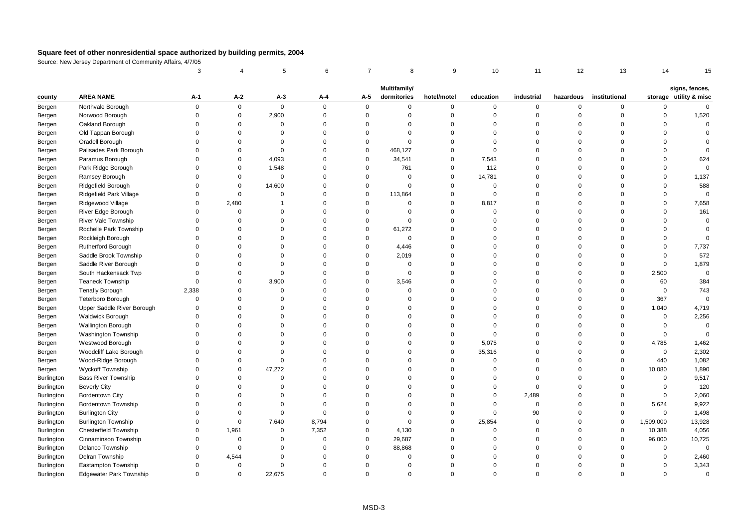# Square feet of other nonresidential space authorized by building permits, 2004

Source: New Jersey Department of Community Affairs, 4/7/05

| | | 3 | 4 | 5 | 6 | 7 | 8 | 9 | 10 | 11 | 12 | 13 | 14 | 15 |
|---|---|---|---|---|---|---|---|---|---|---|---|---|---|---|
| county | AREA NAME | A-1 | A-2 | A-3 | A-4 | A-5 | Multifamily/ dormitories | hotel/motel | education | industrial | hazardous | institutional | storage | signs, fences, utility & misc |
| Bergen | Northvale Borough | 0 | 0 | 0 | 0 | 0 | 0 | 0 | 0 | 0 | 0 | 0 | 0 | 0 |
| Bergen | Norwood Borough | 0 | 0 | 2,900 | 0 | 0 | 0 | 0 | 0 | 0 | 0 | 0 | 0 | 1,520 |
| Bergen | Oakland Borough | 0 | 0 | 0 | 0 | 0 | 0 | 0 | 0 | 0 | 0 | 0 | 0 | 0 |
| Bergen | Old Tappan Borough | 0 | 0 | 0 | 0 | 0 | 0 | 0 | 0 | 0 | 0 | 0 | 0 | 0 |
| Bergen | Oradell Borough | 0 | 0 | 0 | 0 | 0 | 0 | 0 | 0 | 0 | 0 | 0 | 0 | 0 |
| Bergen | Palisades Park Borough | 0 | 0 | 0 | 0 | 0 | 468,127 | 0 | 0 | 0 | 0 | 0 | 0 | 0 |
| Bergen | Paramus Borough | 0 | 0 | 4,093 | 0 | 0 | 34,541 | 0 | 7,543 | 0 | 0 | 0 | 0 | 624 |
| Bergen | Park Ridge Borough | 0 | 0 | 1,548 | 0 | 0 | 761 | 0 | 112 | 0 | 0 | 0 | 0 | 0 |
| Bergen | Ramsey Borough | 0 | 0 | 0 | 0 | 0 | 0 | 0 | 14,781 | 0 | 0 | 0 | 0 | 1,137 |
| Bergen | Ridgefield Borough | 0 | 0 | 14,600 | 0 | 0 | 0 | 0 | 0 | 0 | 0 | 0 | 0 | 588 |
| Bergen | Ridgefield Park Village | 0 | 0 | 0 | 0 | 0 | 113,864 | 0 | 0 | 0 | 0 | 0 | 0 | 0 |
| Bergen | Ridgewood Village | 0 | 2,480 | 1 | 0 | 0 | 0 | 0 | 8,817 | 0 | 0 | 0 | 0 | 7,658 |
| Bergen | River Edge Borough | 0 | 0 | 0 | 0 | 0 | 0 | 0 | 0 | 0 | 0 | 0 | 0 | 161 |
| Bergen | River Vale Township | 0 | 0 | 0 | 0 | 0 | 0 | 0 | 0 | 0 | 0 | 0 | 0 | 0 |
| Bergen | Rochelle Park Township | 0 | 0 | 0 | 0 | 0 | 61,272 | 0 | 0 | 0 | 0 | 0 | 0 | 0 |
| Bergen | Rockleigh Borough | 0 | 0 | 0 | 0 | 0 | 0 | 0 | 0 | 0 | 0 | 0 | 0 | 0 |
| Bergen | Rutherford Borough | 0 | 0 | 0 | 0 | 0 | 4,446 | 0 | 0 | 0 | 0 | 0 | 0 | 7,737 |
| Bergen | Saddle Brook Township | 0 | 0 | 0 | 0 | 0 | 2,019 | 0 | 0 | 0 | 0 | 0 | 0 | 572 |
| Bergen | Saddle River Borough | 0 | 0 | 0 | 0 | 0 | 0 | 0 | 0 | 0 | 0 | 0 | 0 | 1,879 |
| Bergen | South Hackensack Twp | 0 | 0 | 0 | 0 | 0 | 0 | 0 | 0 | 0 | 0 | 0 | 2,500 | 0 |
| Bergen | Teaneck Township | 0 | 0 | 3,900 | 0 | 0 | 3,546 | 0 | 0 | 0 | 0 | 0 | 60 | 384 |
| Bergen | Tenafly Borough | 2,338 | 0 | 0 | 0 | 0 | 0 | 0 | 0 | 0 | 0 | 0 | 0 | 743 |
| Bergen | Teterboro Borough | 0 | 0 | 0 | 0 | 0 | 0 | 0 | 0 | 0 | 0 | 0 | 367 | 0 |
| Bergen | Upper Saddle River Borough | 0 | 0 | 0 | 0 | 0 | 0 | 0 | 0 | 0 | 0 | 0 | 1,040 | 4,719 |
| Bergen | Waldwick Borough | 0 | 0 | 0 | 0 | 0 | 0 | 0 | 0 | 0 | 0 | 0 | 0 | 2,256 |
| Bergen | Wallington Borough | 0 | 0 | 0 | 0 | 0 | 0 | 0 | 0 | 0 | 0 | 0 | 0 | 0 |
| Bergen | Washington Township | 0 | 0 | 0 | 0 | 0 | 0 | 0 | 0 | 0 | 0 | 0 | 0 | 0 |
| Bergen | Westwood Borough | 0 | 0 | 0 | 0 | 0 | 0 | 0 | 5,075 | 0 | 0 | 0 | 4,785 | 1,462 |
| Bergen | Woodcliff Lake Borough | 0 | 0 | 0 | 0 | 0 | 0 | 0 | 35,316 | 0 | 0 | 0 | 0 | 2,302 |
| Bergen | Wood-Ridge Borough | 0 | 0 | 0 | 0 | 0 | 0 | 0 | 0 | 0 | 0 | 0 | 440 | 1,082 |
| Bergen | Wyckoff Township | 0 | 0 | 47,272 | 0 | 0 | 0 | 0 | 0 | 0 | 0 | 0 | 10,080 | 1,890 |
| Burlington | Bass River Township | 0 | 0 | 0 | 0 | 0 | 0 | 0 | 0 | 0 | 0 | 0 | 0 | 9,517 |
| Burlington | Beverly City | 0 | 0 | 0 | 0 | 0 | 0 | 0 | 0 | 0 | 0 | 0 | 0 | 120 |
| Burlington | Bordentown City | 0 | 0 | 0 | 0 | 0 | 0 | 0 | 0 | 2,489 | 0 | 0 | 0 | 2,060 |
| Burlington | Bordentown Township | 0 | 0 | 0 | 0 | 0 | 0 | 0 | 0 | 0 | 0 | 0 | 5,624 | 9,922 |
| Burlington | Burlington City | 0 | 0 | 0 | 0 | 0 | 0 | 0 | 0 | 90 | 0 | 0 | 0 | 1,498 |
| Burlington | Burlington Township | 0 | 0 | 7,640 | 8,794 | 0 | 0 | 0 | 25,854 | 0 | 0 | 0 | 1,509,000 | 13,928 |
| Burlington | Chesterfield Township | 0 | 1,961 | 0 | 7,352 | 0 | 4,130 | 0 | 0 | 0 | 0 | 0 | 10,388 | 4,056 |
| Burlington | Cinnaminson Township | 0 | 0 | 0 | 0 | 0 | 29,687 | 0 | 0 | 0 | 0 | 0 | 96,000 | 10,725 |
| Burlington | Delanco Township | 0 | 0 | 0 | 0 | 0 | 88,868 | 0 | 0 | 0 | 0 | 0 | 0 | 0 |
| Burlington | Delran Township | 0 | 4,544 | 0 | 0 | 0 | 0 | 0 | 0 | 0 | 0 | 0 | 0 | 2,460 |
| Burlington | Eastampton Township | 0 | 0 | 0 | 0 | 0 | 0 | 0 | 0 | 0 | 0 | 0 | 0 | 3,343 |
| Burlington | Edgewater Park Township | 0 | 0 | 22,675 | 0 | 0 | 0 | 0 | 0 | 0 | 0 | 0 | 0 | 0 |

MSD-3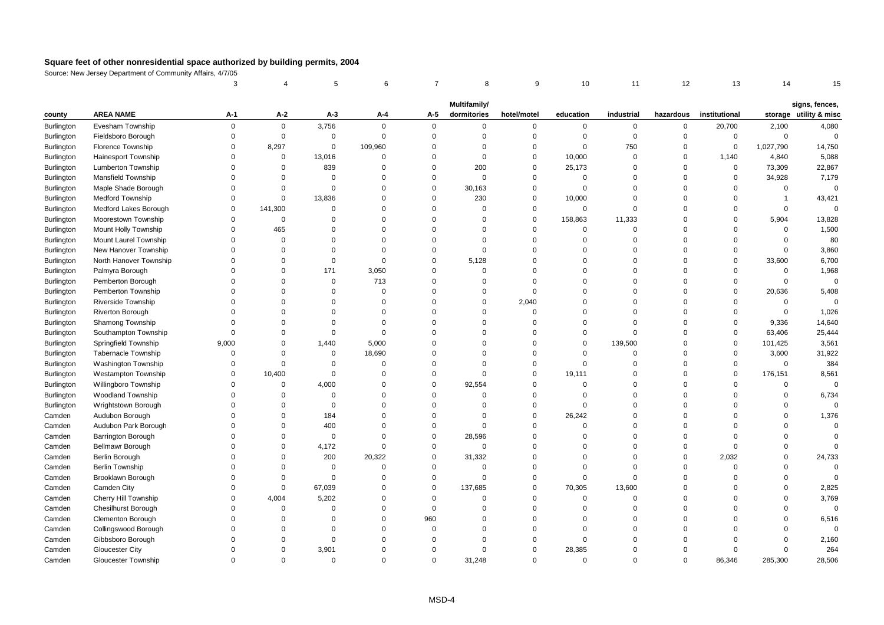**Square feet of other nonresidential space authorized by building permits, 2004**

Source: New Jersey Department of Community Affairs, 4/7/05

| | | 3 | 4 | 5 | 6 | 7 | 8 | 9 | 10 | 11 | 12 | 13 | 14 | 15 |
|---|---|---|---|---|---|---|---|---|---|---|---|---|---|---|
| county | AREA NAME | A-1 | A-2 | A-3 | A-4 | A-5 | Multifamily/ dormitories | hotel/motel | education | industrial | hazardous | institutional | storage | signs, fences, utility & misc |
| Burlington | Evesham Township | 0 | 0 | 3,756 | 0 | 0 | 0 | 0 | 0 | 0 | 0 | 20,700 | 2,100 | 4,080 |
| Burlington | Fieldsboro Borough | 0 | 0 | 0 | 0 | 0 | 0 | 0 | 0 | 0 | 0 | 0 | 0 | 0 |
| Burlington | Florence Township | 0 | 8,297 | 0 | 109,960 | 0 | 0 | 0 | 0 | 750 | 0 | 0 | 1,027,790 | 14,750 |
| Burlington | Hainesport Township | 0 | 0 | 13,016 | 0 | 0 | 0 | 0 | 10,000 | 0 | 0 | 1,140 | 4,840 | 5,088 |
| Burlington | Lumberton Township | 0 | 0 | 839 | 0 | 0 | 200 | 0 | 25,173 | 0 | 0 | 0 | 73,309 | 22,867 |
| Burlington | Mansfield Township | 0 | 0 | 0 | 0 | 0 | 0 | 0 | 0 | 0 | 0 | 0 | 34,928 | 7,179 |
| Burlington | Maple Shade Borough | 0 | 0 | 0 | 0 | 0 | 30,163 | 0 | 0 | 0 | 0 | 0 | 0 | 0 |
| Burlington | Medford Township | 0 | 0 | 13,836 | 0 | 0 | 230 | 0 | 10,000 | 0 | 0 | 0 | 1 | 43,421 |
| Burlington | Medford Lakes Borough | 0 | 141,300 | 0 | 0 | 0 | 0 | 0 | 0 | 0 | 0 | 0 | 0 | 0 |
| Burlington | Moorestown Township | 0 | 0 | 0 | 0 | 0 | 0 | 0 | 158,863 | 11,333 | 0 | 0 | 5,904 | 13,828 |
| Burlington | Mount Holly Township | 0 | 465 | 0 | 0 | 0 | 0 | 0 | 0 | 0 | 0 | 0 | 0 | 1,500 |
| Burlington | Mount Laurel Township | 0 | 0 | 0 | 0 | 0 | 0 | 0 | 0 | 0 | 0 | 0 | 0 | 80 |
| Burlington | New Hanover Township | 0 | 0 | 0 | 0 | 0 | 0 | 0 | 0 | 0 | 0 | 0 | 0 | 3,860 |
| Burlington | North Hanover Township | 0 | 0 | 0 | 0 | 0 | 5,128 | 0 | 0 | 0 | 0 | 0 | 33,600 | 6,700 |
| Burlington | Palmyra Borough | 0 | 0 | 171 | 3,050 | 0 | 0 | 0 | 0 | 0 | 0 | 0 | 0 | 1,968 |
| Burlington | Pemberton Borough | 0 | 0 | 0 | 713 | 0 | 0 | 0 | 0 | 0 | 0 | 0 | 0 | 0 |
| Burlington | Pemberton Township | 0 | 0 | 0 | 0 | 0 | 0 | 0 | 0 | 0 | 0 | 0 | 20,636 | 5,408 |
| Burlington | Riverside Township | 0 | 0 | 0 | 0 | 0 | 0 | 2,040 | 0 | 0 | 0 | 0 | 0 | 0 |
| Burlington | Riverton Borough | 0 | 0 | 0 | 0 | 0 | 0 | 0 | 0 | 0 | 0 | 0 | 0 | 1,026 |
| Burlington | Shamong Township | 0 | 0 | 0 | 0 | 0 | 0 | 0 | 0 | 0 | 0 | 0 | 9,336 | 14,640 |
| Burlington | Southampton Township | 0 | 0 | 0 | 0 | 0 | 0 | 0 | 0 | 0 | 0 | 0 | 63,406 | 25,444 |
| Burlington | Springfield Township | 9,000 | 0 | 1,440 | 5,000 | 0 | 0 | 0 | 0 | 139,500 | 0 | 0 | 101,425 | 3,561 |
| Burlington | Tabernacle Township | 0 | 0 | 0 | 18,690 | 0 | 0 | 0 | 0 | 0 | 0 | 0 | 3,600 | 31,922 |
| Burlington | Washington Township | 0 | 0 | 0 | 0 | 0 | 0 | 0 | 0 | 0 | 0 | 0 | 0 | 384 |
| Burlington | Westampton Township | 0 | 10,400 | 0 | 0 | 0 | 0 | 0 | 19,111 | 0 | 0 | 0 | 176,151 | 8,561 |
| Burlington | Willingboro Township | 0 | 0 | 4,000 | 0 | 0 | 92,554 | 0 | 0 | 0 | 0 | 0 | 0 | 0 |
| Burlington | Woodland Township | 0 | 0 | 0 | 0 | 0 | 0 | 0 | 0 | 0 | 0 | 0 | 0 | 6,734 |
| Burlington | Wrightstown Borough | 0 | 0 | 0 | 0 | 0 | 0 | 0 | 0 | 0 | 0 | 0 | 0 | 0 |
| Camden | Audubon Borough | 0 | 0 | 184 | 0 | 0 | 0 | 0 | 26,242 | 0 | 0 | 0 | 0 | 1,376 |
| Camden | Audubon Park Borough | 0 | 0 | 400 | 0 | 0 | 0 | 0 | 0 | 0 | 0 | 0 | 0 | 0 |
| Camden | Barrington Borough | 0 | 0 | 0 | 0 | 0 | 28,596 | 0 | 0 | 0 | 0 | 0 | 0 | 0 |
| Camden | Bellmawr Borough | 0 | 0 | 4,172 | 0 | 0 | 0 | 0 | 0 | 0 | 0 | 0 | 0 | 0 |
| Camden | Berlin Borough | 0 | 0 | 200 | 20,322 | 0 | 31,332 | 0 | 0 | 0 | 0 | 2,032 | 0 | 24,733 |
| Camden | Berlin Township | 0 | 0 | 0 | 0 | 0 | 0 | 0 | 0 | 0 | 0 | 0 | 0 | 0 |
| Camden | Brooklawn Borough | 0 | 0 | 0 | 0 | 0 | 0 | 0 | 0 | 0 | 0 | 0 | 0 | 0 |
| Camden | Camden City | 0 | 0 | 67,039 | 0 | 0 | 137,685 | 0 | 70,305 | 13,600 | 0 | 0 | 0 | 2,825 |
| Camden | Cherry Hill Township | 0 | 4,004 | 5,202 | 0 | 0 | 0 | 0 | 0 | 0 | 0 | 0 | 0 | 3,769 |
| Camden | Chesilhurst Borough | 0 | 0 | 0 | 0 | 0 | 0 | 0 | 0 | 0 | 0 | 0 | 0 | 0 |
| Camden | Clementon Borough | 0 | 0 | 0 | 0 | 960 | 0 | 0 | 0 | 0 | 0 | 0 | 0 | 6,516 |
| Camden | Collingswood Borough | 0 | 0 | 0 | 0 | 0 | 0 | 0 | 0 | 0 | 0 | 0 | 0 | 0 |
| Camden | Gibbsboro Borough | 0 | 0 | 0 | 0 | 0 | 0 | 0 | 0 | 0 | 0 | 0 | 0 | 2,160 |
| Camden | Gloucester City | 0 | 0 | 3,901 | 0 | 0 | 0 | 0 | 28,385 | 0 | 0 | 0 | 0 | 264 |
| Camden | Gloucester Township | 0 | 0 | 0 | 0 | 0 | 31,248 | 0 | 0 | 0 | 0 | 86,346 | 285,300 | 28,506 |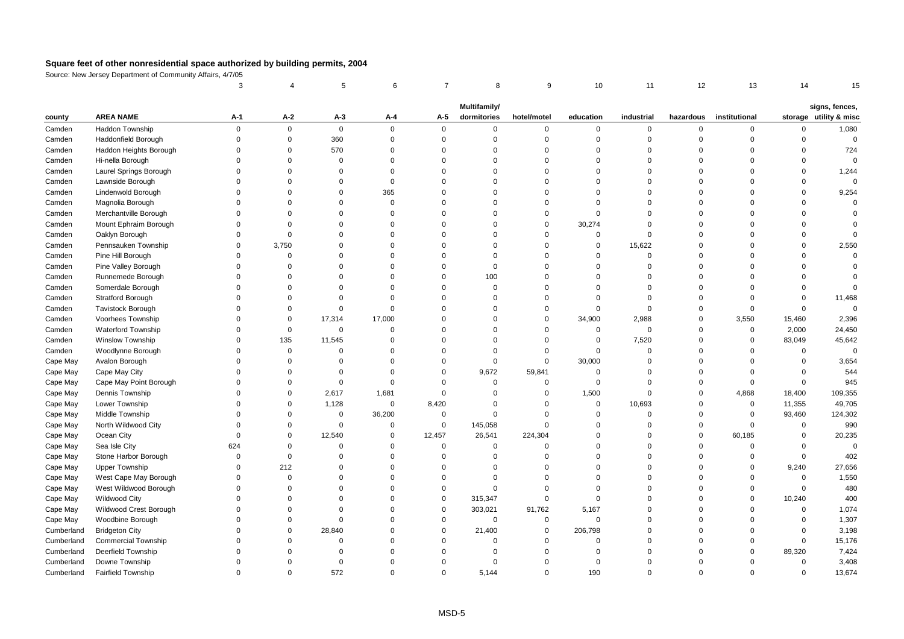## Square feet of other nonresidential space authorized by building permits, 2004

Source: New Jersey Department of Community Affairs, 4/7/05

| | | 3 | 4 | 5 | 6 | 7 | 8 | 9 | 10 | 11 | 12 | 13 | 14 | 15 |
|---|---|---|---|---|---|---|---|---|---|---|---|---|---|---|
| county | AREA NAME | A-1 | A-2 | A-3 | A-4 | A-5 | Multifamily/ dormitories | hotel/motel | education | industrial | hazardous | institutional | storage | signs, fences, utility & misc |
| Camden | Haddon Township | 0 | 0 | 0 | 0 | 0 | 0 | 0 | 0 | 0 | 0 | 0 | 0 | 1,080 |
| Camden | Haddonfield Borough | 0 | 0 | 360 | 0 | 0 | 0 | 0 | 0 | 0 | 0 | 0 | 0 | 0 |
| Camden | Haddon Heights Borough | 0 | 0 | 570 | 0 | 0 | 0 | 0 | 0 | 0 | 0 | 0 | 0 | 724 |
| Camden | Hi-nella Borough | 0 | 0 | 0 | 0 | 0 | 0 | 0 | 0 | 0 | 0 | 0 | 0 | 0 |
| Camden | Laurel Springs Borough | 0 | 0 | 0 | 0 | 0 | 0 | 0 | 0 | 0 | 0 | 0 | 0 | 1,244 |
| Camden | Lawnside Borough | 0 | 0 | 0 | 0 | 0 | 0 | 0 | 0 | 0 | 0 | 0 | 0 | 0 |
| Camden | Lindenwold Borough | 0 | 0 | 0 | 365 | 0 | 0 | 0 | 0 | 0 | 0 | 0 | 0 | 9,254 |
| Camden | Magnolia Borough | 0 | 0 | 0 | 0 | 0 | 0 | 0 | 0 | 0 | 0 | 0 | 0 | 0 |
| Camden | Merchantville Borough | 0 | 0 | 0 | 0 | 0 | 0 | 0 | 0 | 0 | 0 | 0 | 0 | 0 |
| Camden | Mount Ephraim Borough | 0 | 0 | 0 | 0 | 0 | 0 | 0 | 30,274 | 0 | 0 | 0 | 0 | 0 |
| Camden | Oaklyn Borough | 0 | 0 | 0 | 0 | 0 | 0 | 0 | 0 | 0 | 0 | 0 | 0 | 0 |
| Camden | Pennsauken Township | 0 | 3,750 | 0 | 0 | 0 | 0 | 0 | 0 | 15,622 | 0 | 0 | 0 | 2,550 |
| Camden | Pine Hill Borough | 0 | 0 | 0 | 0 | 0 | 0 | 0 | 0 | 0 | 0 | 0 | 0 | 0 |
| Camden | Pine Valley Borough | 0 | 0 | 0 | 0 | 0 | 0 | 0 | 0 | 0 | 0 | 0 | 0 | 0 |
| Camden | Runnemede Borough | 0 | 0 | 0 | 0 | 0 | 100 | 0 | 0 | 0 | 0 | 0 | 0 | 0 |
| Camden | Somerdale Borough | 0 | 0 | 0 | 0 | 0 | 0 | 0 | 0 | 0 | 0 | 0 | 0 | 0 |
| Camden | Stratford Borough | 0 | 0 | 0 | 0 | 0 | 0 | 0 | 0 | 0 | 0 | 0 | 0 | 11,468 |
| Camden | Tavistock Borough | 0 | 0 | 0 | 0 | 0 | 0 | 0 | 0 | 0 | 0 | 0 | 0 | 0 |
| Camden | Voorhees Township | 0 | 0 | 17,314 | 17,000 | 0 | 0 | 0 | 34,900 | 2,988 | 0 | 3,550 | 15,460 | 2,396 |
| Camden | Waterford Township | 0 | 0 | 0 | 0 | 0 | 0 | 0 | 0 | 0 | 0 | 0 | 2,000 | 24,450 |
| Camden | Winslow Township | 0 | 135 | 11,545 | 0 | 0 | 0 | 0 | 0 | 7,520 | 0 | 0 | 83,049 | 45,642 |
| Camden | Woodlynne Borough | 0 | 0 | 0 | 0 | 0 | 0 | 0 | 0 | 0 | 0 | 0 | 0 | 0 |
| Cape May | Avalon Borough | 0 | 0 | 0 | 0 | 0 | 0 | 0 | 30,000 | 0 | 0 | 0 | 0 | 3,654 |
| Cape May | Cape May City | 0 | 0 | 0 | 0 | 0 | 9,672 | 59,841 | 0 | 0 | 0 | 0 | 0 | 544 |
| Cape May | Cape May Point Borough | 0 | 0 | 0 | 0 | 0 | 0 | 0 | 0 | 0 | 0 | 0 | 0 | 945 |
| Cape May | Dennis Township | 0 | 0 | 2,617 | 1,681 | 0 | 0 | 0 | 1,500 | 0 | 0 | 4,868 | 18,400 | 109,355 |
| Cape May | Lower Township | 0 | 0 | 1,128 | 0 | 8,420 | 0 | 0 | 0 | 10,693 | 0 | 0 | 11,355 | 49,705 |
| Cape May | Middle Township | 0 | 0 | 0 | 36,200 | 0 | 0 | 0 | 0 | 0 | 0 | 0 | 93,460 | 124,302 |
| Cape May | North Wildwood City | 0 | 0 | 0 | 0 | 0 | 145,058 | 0 | 0 | 0 | 0 | 0 | 0 | 990 |
| Cape May | Ocean City | 0 | 0 | 12,540 | 0 | 12,457 | 26,541 | 224,304 | 0 | 0 | 0 | 60,185 | 0 | 20,235 |
| Cape May | Sea Isle City | 624 | 0 | 0 | 0 | 0 | 0 | 0 | 0 | 0 | 0 | 0 | 0 | 0 |
| Cape May | Stone Harbor Borough | 0 | 0 | 0 | 0 | 0 | 0 | 0 | 0 | 0 | 0 | 0 | 0 | 402 |
| Cape May | Upper Township | 0 | 212 | 0 | 0 | 0 | 0 | 0 | 0 | 0 | 0 | 0 | 9,240 | 27,656 |
| Cape May | West Cape May Borough | 0 | 0 | 0 | 0 | 0 | 0 | 0 | 0 | 0 | 0 | 0 | 0 | 1,550 |
| Cape May | West Wildwood Borough | 0 | 0 | 0 | 0 | 0 | 0 | 0 | 0 | 0 | 0 | 0 | 0 | 480 |
| Cape May | Wildwood City | 0 | 0 | 0 | 0 | 0 | 315,347 | 0 | 0 | 0 | 0 | 0 | 10,240 | 400 |
| Cape May | Wildwood Crest Borough | 0 | 0 | 0 | 0 | 0 | 303,021 | 91,762 | 5,167 | 0 | 0 | 0 | 0 | 1,074 |
| Cape May | Woodbine Borough | 0 | 0 | 0 | 0 | 0 | 0 | 0 | 0 | 0 | 0 | 0 | 0 | 1,307 |
| Cumberland | Bridgeton City | 0 | 0 | 28,840 | 0 | 0 | 21,400 | 0 | 206,798 | 0 | 0 | 0 | 0 | 3,198 |
| Cumberland | Commercial Township | 0 | 0 | 0 | 0 | 0 | 0 | 0 | 0 | 0 | 0 | 0 | 0 | 15,176 |
| Cumberland | Deerfield Township | 0 | 0 | 0 | 0 | 0 | 0 | 0 | 0 | 0 | 0 | 0 | 89,320 | 7,424 |
| Cumberland | Downe Township | 0 | 0 | 0 | 0 | 0 | 0 | 0 | 0 | 0 | 0 | 0 | 0 | 3,408 |
| Cumberland | Fairfield Township | 0 | 0 | 572 | 0 | 0 | 5,144 | 0 | 190 | 0 | 0 | 0 | 0 | 13,674 |

MSD-5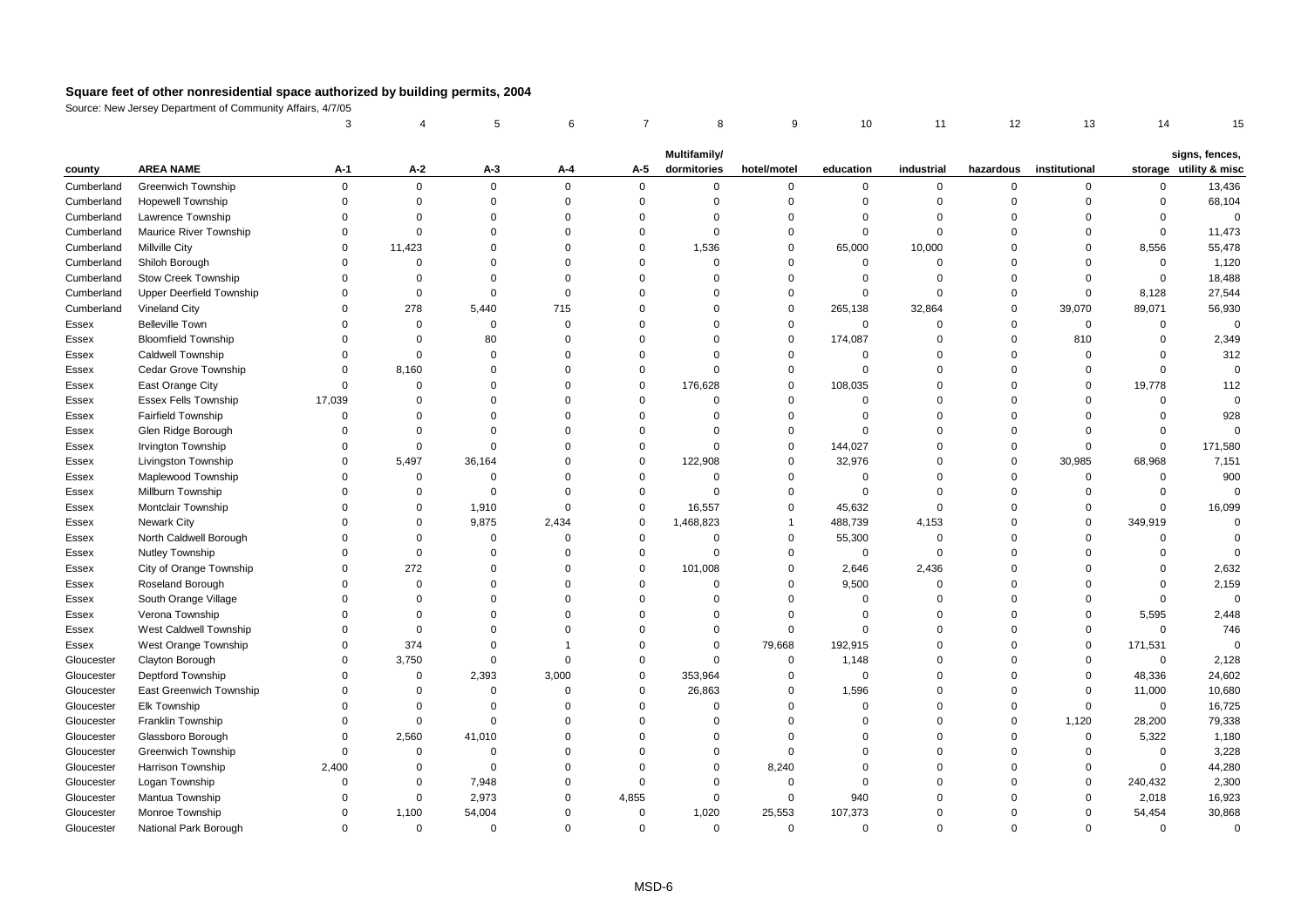# Square feet of other nonresidential space authorized by building permits, 2004

Source: New Jersey Department of Community Affairs, 4/7/05

| | | 3 | 4 | 5 | 6 | 7 | 8 | 9 | 10 | 11 | 12 | 13 | 14 | 15 |
|---|---|---|---|---|---|---|---|---|---|---|---|---|---|---|
| county | AREA NAME | A-1 | A-2 | A-3 | A-4 | A-5 | Multifamily/ dormitories | hotel/motel | education | industrial | hazardous | institutional | storage | signs, fences, utility & misc |
| Cumberland | Greenwich Township | 0 | 0 | 0 | 0 | 0 | 0 | 0 | 0 | 0 | 0 | 0 | 0 | 13,436 |
| Cumberland | Hopewell Township | 0 | 0 | 0 | 0 | 0 | 0 | 0 | 0 | 0 | 0 | 0 | 0 | 68,104 |
| Cumberland | Lawrence Township | 0 | 0 | 0 | 0 | 0 | 0 | 0 | 0 | 0 | 0 | 0 | 0 | 0 |
| Cumberland | Maurice River Township | 0 | 0 | 0 | 0 | 0 | 0 | 0 | 0 | 0 | 0 | 0 | 0 | 11,473 |
| Cumberland | Millville City | 0 | 11,423 | 0 | 0 | 0 | 1,536 | 0 | 65,000 | 10,000 | 0 | 0 | 8,556 | 55,478 |
| Cumberland | Shiloh Borough | 0 | 0 | 0 | 0 | 0 | 0 | 0 | 0 | 0 | 0 | 0 | 0 | 1,120 |
| Cumberland | Stow Creek Township | 0 | 0 | 0 | 0 | 0 | 0 | 0 | 0 | 0 | 0 | 0 | 0 | 18,488 |
| Cumberland | Upper Deerfield Township | 0 | 0 | 0 | 0 | 0 | 0 | 0 | 0 | 0 | 0 | 0 | 8,128 | 27,544 |
| Cumberland | Vineland City | 0 | 278 | 5,440 | 715 | 0 | 0 | 0 | 265,138 | 32,864 | 0 | 39,070 | 89,071 | 56,930 |
| Essex | Belleville Town | 0 | 0 | 0 | 0 | 0 | 0 | 0 | 0 | 0 | 0 | 0 | 0 | 0 |
| Essex | Bloomfield Township | 0 | 0 | 80 | 0 | 0 | 0 | 0 | 174,087 | 0 | 0 | 810 | 0 | 2,349 |
| Essex | Caldwell Township | 0 | 0 | 0 | 0 | 0 | 0 | 0 | 0 | 0 | 0 | 0 | 0 | 312 |
| Essex | Cedar Grove Township | 0 | 8,160 | 0 | 0 | 0 | 0 | 0 | 0 | 0 | 0 | 0 | 0 | 0 |
| Essex | East Orange City | 0 | 0 | 0 | 0 | 0 | 176,628 | 0 | 108,035 | 0 | 0 | 0 | 19,778 | 112 |
| Essex | Essex Fells Township | 17,039 | 0 | 0 | 0 | 0 | 0 | 0 | 0 | 0 | 0 | 0 | 0 | 0 |
| Essex | Fairfield Township | 0 | 0 | 0 | 0 | 0 | 0 | 0 | 0 | 0 | 0 | 0 | 0 | 928 |
| Essex | Glen Ridge Borough | 0 | 0 | 0 | 0 | 0 | 0 | 0 | 0 | 0 | 0 | 0 | 0 | 0 |
| Essex | Irvington Township | 0 | 0 | 0 | 0 | 0 | 0 | 0 | 144,027 | 0 | 0 | 0 | 0 | 171,580 |
| Essex | Livingston Township | 0 | 5,497 | 36,164 | 0 | 0 | 122,908 | 0 | 32,976 | 0 | 0 | 30,985 | 68,968 | 7,151 |
| Essex | Maplewood Township | 0 | 0 | 0 | 0 | 0 | 0 | 0 | 0 | 0 | 0 | 0 | 0 | 900 |
| Essex | Millburn Township | 0 | 0 | 0 | 0 | 0 | 0 | 0 | 0 | 0 | 0 | 0 | 0 | 0 |
| Essex | Montclair Township | 0 | 0 | 1,910 | 0 | 0 | 16,557 | 0 | 45,632 | 0 | 0 | 0 | 0 | 16,099 |
| Essex | Newark City | 0 | 0 | 9,875 | 2,434 | 0 | 1,468,823 | 1 | 488,739 | 4,153 | 0 | 0 | 349,919 | 0 |
| Essex | North Caldwell Borough | 0 | 0 | 0 | 0 | 0 | 0 | 0 | 55,300 | 0 | 0 | 0 | 0 | 0 |
| Essex | Nutley Township | 0 | 0 | 0 | 0 | 0 | 0 | 0 | 0 | 0 | 0 | 0 | 0 | 0 |
| Essex | City of Orange Township | 0 | 272 | 0 | 0 | 0 | 101,008 | 0 | 2,646 | 2,436 | 0 | 0 | 0 | 2,632 |
| Essex | Roseland Borough | 0 | 0 | 0 | 0 | 0 | 0 | 0 | 9,500 | 0 | 0 | 0 | 0 | 2,159 |
| Essex | South Orange Village | 0 | 0 | 0 | 0 | 0 | 0 | 0 | 0 | 0 | 0 | 0 | 0 | 0 |
| Essex | Verona Township | 0 | 0 | 0 | 0 | 0 | 0 | 0 | 0 | 0 | 0 | 0 | 5,595 | 2,448 |
| Essex | West Caldwell Township | 0 | 0 | 0 | 0 | 0 | 0 | 0 | 0 | 0 | 0 | 0 | 0 | 746 |
| Essex | West Orange Township | 0 | 374 | 0 | 1 | 0 | 0 | 79,668 | 192,915 | 0 | 0 | 0 | 171,531 | 0 |
| Gloucester | Clayton Borough | 0 | 3,750 | 0 | 0 | 0 | 0 | 0 | 1,148 | 0 | 0 | 0 | 0 | 2,128 |
| Gloucester | Deptford Township | 0 | 0 | 2,393 | 3,000 | 0 | 353,964 | 0 | 0 | 0 | 0 | 0 | 48,336 | 24,602 |
| Gloucester | East Greenwich Township | 0 | 0 | 0 | 0 | 0 | 26,863 | 0 | 1,596 | 0 | 0 | 0 | 11,000 | 10,680 |
| Gloucester | Elk Township | 0 | 0 | 0 | 0 | 0 | 0 | 0 | 0 | 0 | 0 | 0 | 0 | 16,725 |
| Gloucester | Franklin Township | 0 | 0 | 0 | 0 | 0 | 0 | 0 | 0 | 0 | 0 | 1,120 | 28,200 | 79,338 |
| Gloucester | Glassboro Borough | 0 | 2,560 | 41,010 | 0 | 0 | 0 | 0 | 0 | 0 | 0 | 0 | 5,322 | 1,180 |
| Gloucester | Greenwich Township | 0 | 0 | 0 | 0 | 0 | 0 | 0 | 0 | 0 | 0 | 0 | 0 | 3,228 |
| Gloucester | Harrison Township | 2,400 | 0 | 0 | 0 | 0 | 0 | 8,240 | 0 | 0 | 0 | 0 | 0 | 44,280 |
| Gloucester | Logan Township | 0 | 0 | 7,948 | 0 | 0 | 0 | 0 | 0 | 0 | 0 | 0 | 240,432 | 2,300 |
| Gloucester | Mantua Township | 0 | 0 | 2,973 | 0 | 4,855 | 0 | 0 | 940 | 0 | 0 | 0 | 2,018 | 16,923 |
| Gloucester | Monroe Township | 0 | 1,100 | 54,004 | 0 | 0 | 1,020 | 25,553 | 107,373 | 0 | 0 | 0 | 54,454 | 30,868 |
| Gloucester | National Park Borough | 0 | 0 | 0 | 0 | 0 | 0 | 0 | 0 | 0 | 0 | 0 | 0 | 0 |

MSD-6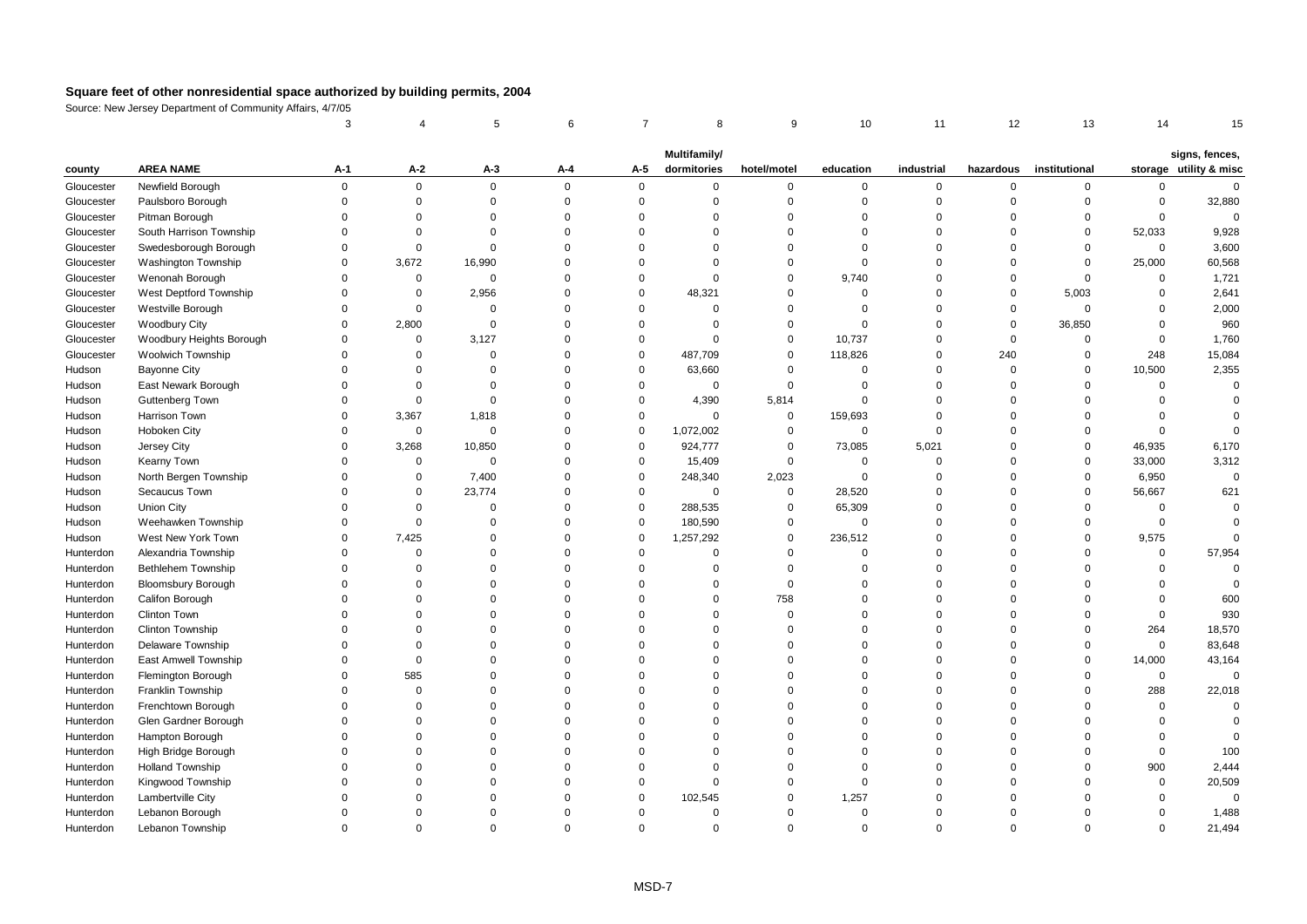# Square feet of other nonresidential space authorized by building permits, 2004

Source: New Jersey Department of Community Affairs, 4/7/05

| | | 3 | 4 | 5 | 6 | 7 | 8 | 9 | 10 | 11 | 12 | 13 | 14 | 15 |
|---|---|---|---|---|---|---|---|---|---|---|---|---|---|---|
| county | AREA NAME | A-1 | A-2 | A-3 | A-4 | A-5 | Multifamily/ dormitories | hotel/motel | education | industrial | hazardous | institutional | storage | signs, fences, utility & misc |
| Gloucester | Newfield Borough | 0 | 0 | 0 | 0 | 0 | 0 | 0 | 0 | 0 | 0 | 0 | 0 | 0 |
| Gloucester | Paulsboro Borough | 0 | 0 | 0 | 0 | 0 | 0 | 0 | 0 | 0 | 0 | 0 | 0 | 32,880 |
| Gloucester | Pitman Borough | 0 | 0 | 0 | 0 | 0 | 0 | 0 | 0 | 0 | 0 | 0 | 0 | 0 |
| Gloucester | South Harrison Township | 0 | 0 | 0 | 0 | 0 | 0 | 0 | 0 | 0 | 0 | 0 | 52,033 | 9,928 |
| Gloucester | Swedesborough Borough | 0 | 0 | 0 | 0 | 0 | 0 | 0 | 0 | 0 | 0 | 0 | 0 | 3,600 |
| Gloucester | Washington Township | 0 | 3,672 | 16,990 | 0 | 0 | 0 | 0 | 0 | 0 | 0 | 0 | 25,000 | 60,568 |
| Gloucester | Wenonah Borough | 0 | 0 | 0 | 0 | 0 | 0 | 0 | 9,740 | 0 | 0 | 0 | 0 | 1,721 |
| Gloucester | West Deptford Township | 0 | 0 | 2,956 | 0 | 0 | 48,321 | 0 | 0 | 0 | 0 | 5,003 | 0 | 2,641 |
| Gloucester | Westville Borough | 0 | 0 | 0 | 0 | 0 | 0 | 0 | 0 | 0 | 0 | 0 | 0 | 2,000 |
| Gloucester | Woodbury City | 0 | 2,800 | 0 | 0 | 0 | 0 | 0 | 0 | 0 | 0 | 36,850 | 0 | 960 |
| Gloucester | Woodbury Heights Borough | 0 | 0 | 3,127 | 0 | 0 | 0 | 0 | 10,737 | 0 | 0 | 0 | 0 | 1,760 |
| Gloucester | Woolwich Township | 0 | 0 | 0 | 0 | 0 | 487,709 | 0 | 118,826 | 0 | 240 | 0 | 248 | 15,084 |
| Hudson | Bayonne City | 0 | 0 | 0 | 0 | 0 | 63,660 | 0 | 0 | 0 | 0 | 0 | 10,500 | 2,355 |
| Hudson | East Newark Borough | 0 | 0 | 0 | 0 | 0 | 0 | 0 | 0 | 0 | 0 | 0 | 0 | 0 |
| Hudson | Guttenberg Town | 0 | 0 | 0 | 0 | 0 | 4,390 | 5,814 | 0 | 0 | 0 | 0 | 0 | 0 |
| Hudson | Harrison Town | 0 | 3,367 | 1,818 | 0 | 0 | 0 | 0 | 159,693 | 0 | 0 | 0 | 0 | 0 |
| Hudson | Hoboken City | 0 | 0 | 0 | 0 | 0 | 1,072,002 | 0 | 0 | 0 | 0 | 0 | 0 | 0 |
| Hudson | Jersey City | 0 | 3,268 | 10,850 | 0 | 0 | 924,777 | 0 | 73,085 | 5,021 | 0 | 0 | 46,935 | 6,170 |
| Hudson | Kearny Town | 0 | 0 | 0 | 0 | 0 | 15,409 | 0 | 0 | 0 | 0 | 0 | 33,000 | 3,312 |
| Hudson | North Bergen Township | 0 | 0 | 7,400 | 0 | 0 | 248,340 | 2,023 | 0 | 0 | 0 | 0 | 6,950 | 0 |
| Hudson | Secaucus Town | 0 | 0 | 23,774 | 0 | 0 | 0 | 0 | 28,520 | 0 | 0 | 0 | 56,667 | 621 |
| Hudson | Union City | 0 | 0 | 0 | 0 | 0 | 288,535 | 0 | 65,309 | 0 | 0 | 0 | 0 | 0 |
| Hudson | Weehawken Township | 0 | 0 | 0 | 0 | 0 | 180,590 | 0 | 0 | 0 | 0 | 0 | 0 | 0 |
| Hudson | West New York Town | 0 | 7,425 | 0 | 0 | 0 | 1,257,292 | 0 | 236,512 | 0 | 0 | 0 | 9,575 | 0 |
| Hunterdon | Alexandria Township | 0 | 0 | 0 | 0 | 0 | 0 | 0 | 0 | 0 | 0 | 0 | 0 | 57,954 |
| Hunterdon | Bethlehem Township | 0 | 0 | 0 | 0 | 0 | 0 | 0 | 0 | 0 | 0 | 0 | 0 | 0 |
| Hunterdon | Bloomsbury Borough | 0 | 0 | 0 | 0 | 0 | 0 | 0 | 0 | 0 | 0 | 0 | 0 | 0 |
| Hunterdon | Califon Borough | 0 | 0 | 0 | 0 | 0 | 0 | 758 | 0 | 0 | 0 | 0 | 0 | 600 |
| Hunterdon | Clinton Town | 0 | 0 | 0 | 0 | 0 | 0 | 0 | 0 | 0 | 0 | 0 | 0 | 930 |
| Hunterdon | Clinton Township | 0 | 0 | 0 | 0 | 0 | 0 | 0 | 0 | 0 | 0 | 0 | 264 | 18,570 |
| Hunterdon | Delaware Township | 0 | 0 | 0 | 0 | 0 | 0 | 0 | 0 | 0 | 0 | 0 | 0 | 83,648 |
| Hunterdon | East Amwell Township | 0 | 0 | 0 | 0 | 0 | 0 | 0 | 0 | 0 | 0 | 0 | 14,000 | 43,164 |
| Hunterdon | Flemington Borough | 0 | 585 | 0 | 0 | 0 | 0 | 0 | 0 | 0 | 0 | 0 | 0 | 0 |
| Hunterdon | Franklin Township | 0 | 0 | 0 | 0 | 0 | 0 | 0 | 0 | 0 | 0 | 0 | 288 | 22,018 |
| Hunterdon | Frenchtown Borough | 0 | 0 | 0 | 0 | 0 | 0 | 0 | 0 | 0 | 0 | 0 | 0 | 0 |
| Hunterdon | Glen Gardner Borough | 0 | 0 | 0 | 0 | 0 | 0 | 0 | 0 | 0 | 0 | 0 | 0 | 0 |
| Hunterdon | Hampton Borough | 0 | 0 | 0 | 0 | 0 | 0 | 0 | 0 | 0 | 0 | 0 | 0 | 0 |
| Hunterdon | High Bridge Borough | 0 | 0 | 0 | 0 | 0 | 0 | 0 | 0 | 0 | 0 | 0 | 0 | 100 |
| Hunterdon | Holland Township | 0 | 0 | 0 | 0 | 0 | 0 | 0 | 0 | 0 | 0 | 0 | 900 | 2,444 |
| Hunterdon | Kingwood Township | 0 | 0 | 0 | 0 | 0 | 0 | 0 | 0 | 0 | 0 | 0 | 0 | 20,509 |
| Hunterdon | Lambertville City | 0 | 0 | 0 | 0 | 0 | 102,545 | 0 | 1,257 | 0 | 0 | 0 | 0 | 0 |
| Hunterdon | Lebanon Borough | 0 | 0 | 0 | 0 | 0 | 0 | 0 | 0 | 0 | 0 | 0 | 0 | 1,488 |
| Hunterdon | Lebanon Township | 0 | 0 | 0 | 0 | 0 | 0 | 0 | 0 | 0 | 0 | 0 | 0 | 21,494 |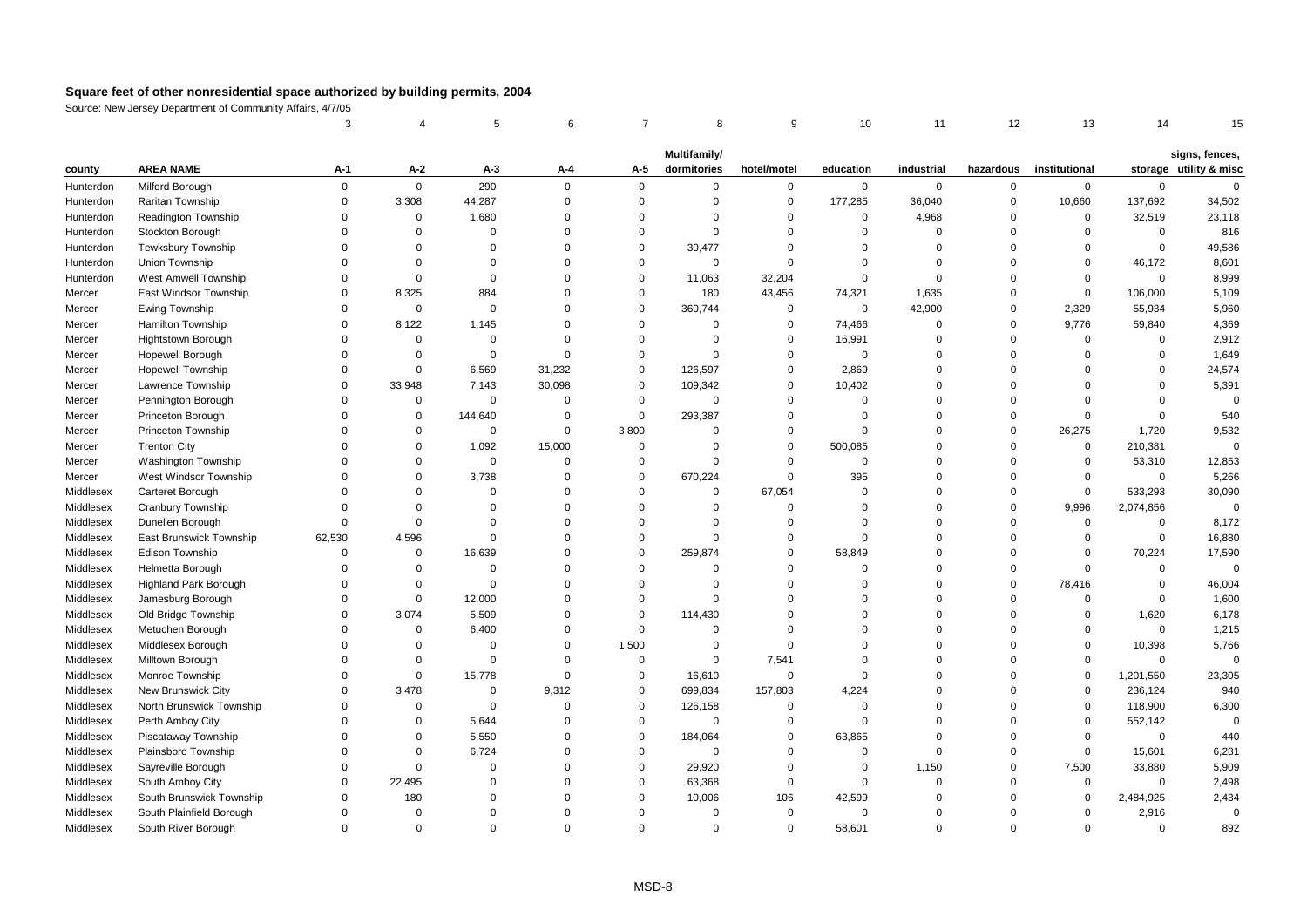## Square feet of other nonresidential space authorized by building permits, 2004

Source: New Jersey Department of Community Affairs, 4/7/05

| | | 3 | 4 | 5 | 6 | 7 | 8 | 9 | 10 | 11 | 12 | 13 | 14 | 15 |
|---|---|---|---|---|---|---|---|---|---|---|---|---|---|---|
| county | AREA NAME | A-1 | A-2 | A-3 | A-4 | A-5 | Multifamily/ dormitories | hotel/motel | education | industrial | hazardous | institutional | storage | signs, fences, utility & misc |
| Hunterdon | Milford Borough | 0 | 0 | 290 | 0 | 0 | 0 | 0 | 0 | 0 | 0 | 0 | 0 | 0 |
| Hunterdon | Raritan Township | 0 | 3,308 | 44,287 | 0 | 0 | 0 | 0 | 177,285 | 36,040 | 0 | 10,660 | 137,692 | 34,502 |
| Hunterdon | Readington Township | 0 | 0 | 1,680 | 0 | 0 | 0 | 0 | 0 | 4,968 | 0 | 0 | 32,519 | 23,118 |
| Hunterdon | Stockton Borough | 0 | 0 | 0 | 0 | 0 | 0 | 0 | 0 | 0 | 0 | 0 | 0 | 816 |
| Hunterdon | Tewksbury Township | 0 | 0 | 0 | 0 | 0 | 30,477 | 0 | 0 | 0 | 0 | 0 | 0 | 49,586 |
| Hunterdon | Union Township | 0 | 0 | 0 | 0 | 0 | 0 | 0 | 0 | 0 | 0 | 0 | 46,172 | 8,601 |
| Hunterdon | West Amwell Township | 0 | 0 | 0 | 0 | 0 | 11,063 | 32,204 | 0 | 0 | 0 | 0 | 0 | 8,999 |
| Mercer | East Windsor Township | 0 | 8,325 | 884 | 0 | 0 | 180 | 43,456 | 74,321 | 1,635 | 0 | 0 | 106,000 | 5,109 |
| Mercer | Ewing Township | 0 | 0 | 0 | 0 | 0 | 360,744 | 0 | 0 | 42,900 | 0 | 2,329 | 55,934 | 5,960 |
| Mercer | Hamilton Township | 0 | 8,122 | 1,145 | 0 | 0 | 0 | 0 | 74,466 | 0 | 0 | 9,776 | 59,840 | 4,369 |
| Mercer | Hightstown Borough | 0 | 0 | 0 | 0 | 0 | 0 | 0 | 16,991 | 0 | 0 | 0 | 0 | 2,912 |
| Mercer | Hopewell Borough | 0 | 0 | 0 | 0 | 0 | 0 | 0 | 0 | 0 | 0 | 0 | 0 | 1,649 |
| Mercer | Hopewell Township | 0 | 0 | 6,569 | 31,232 | 0 | 126,597 | 0 | 2,869 | 0 | 0 | 0 | 0 | 24,574 |
| Mercer | Lawrence Township | 0 | 33,948 | 7,143 | 30,098 | 0 | 109,342 | 0 | 10,402 | 0 | 0 | 0 | 0 | 5,391 |
| Mercer | Pennington Borough | 0 | 0 | 0 | 0 | 0 | 0 | 0 | 0 | 0 | 0 | 0 | 0 | 0 |
| Mercer | Princeton Borough | 0 | 0 | 144,640 | 0 | 0 | 293,387 | 0 | 0 | 0 | 0 | 0 | 0 | 540 |
| Mercer | Princeton Township | 0 | 0 | 0 | 0 | 3,800 | 0 | 0 | 0 | 0 | 0 | 26,275 | 1,720 | 9,532 |
| Mercer | Trenton City | 0 | 0 | 1,092 | 15,000 | 0 | 0 | 0 | 500,085 | 0 | 0 | 0 | 210,381 | 0 |
| Mercer | Washington Township | 0 | 0 | 0 | 0 | 0 | 0 | 0 | 0 | 0 | 0 | 0 | 53,310 | 12,853 |
| Mercer | West Windsor Township | 0 | 0 | 3,738 | 0 | 0 | 670,224 | 0 | 395 | 0 | 0 | 0 | 0 | 5,266 |
| Middlesex | Carteret Borough | 0 | 0 | 0 | 0 | 0 | 0 | 67,054 | 0 | 0 | 0 | 0 | 533,293 | 30,090 |
| Middlesex | Cranbury Township | 0 | 0 | 0 | 0 | 0 | 0 | 0 | 0 | 0 | 0 | 9,996 | 2,074,856 | 0 |
| Middlesex | Dunellen Borough | 0 | 0 | 0 | 0 | 0 | 0 | 0 | 0 | 0 | 0 | 0 | 0 | 8,172 |
| Middlesex | East Brunswick Township | 62,530 | 4,596 | 0 | 0 | 0 | 0 | 0 | 0 | 0 | 0 | 0 | 0 | 16,880 |
| Middlesex | Edison Township | 0 | 0 | 16,639 | 0 | 0 | 259,874 | 0 | 58,849 | 0 | 0 | 0 | 70,224 | 17,590 |
| Middlesex | Helmetta Borough | 0 | 0 | 0 | 0 | 0 | 0 | 0 | 0 | 0 | 0 | 0 | 0 | 0 |
| Middlesex | Highland Park Borough | 0 | 0 | 0 | 0 | 0 | 0 | 0 | 0 | 0 | 0 | 78,416 | 0 | 46,004 |
| Middlesex | Jamesburg Borough | 0 | 0 | 12,000 | 0 | 0 | 0 | 0 | 0 | 0 | 0 | 0 | 0 | 1,600 |
| Middlesex | Old Bridge Township | 0 | 3,074 | 5,509 | 0 | 0 | 114,430 | 0 | 0 | 0 | 0 | 0 | 1,620 | 6,178 |
| Middlesex | Metuchen Borough | 0 | 0 | 6,400 | 0 | 0 | 0 | 0 | 0 | 0 | 0 | 0 | 0 | 1,215 |
| Middlesex | Middlesex Borough | 0 | 0 | 0 | 0 | 1,500 | 0 | 0 | 0 | 0 | 0 | 0 | 10,398 | 5,766 |
| Middlesex | Milltown Borough | 0 | 0 | 0 | 0 | 0 | 0 | 7,541 | 0 | 0 | 0 | 0 | 0 | 0 |
| Middlesex | Monroe Township | 0 | 0 | 15,778 | 0 | 0 | 16,610 | 0 | 0 | 0 | 0 | 0 | 1,201,550 | 23,305 |
| Middlesex | New Brunswick City | 0 | 3,478 | 0 | 9,312 | 0 | 699,834 | 157,803 | 4,224 | 0 | 0 | 0 | 236,124 | 940 |
| Middlesex | North Brunswick Township | 0 | 0 | 0 | 0 | 0 | 126,158 | 0 | 0 | 0 | 0 | 0 | 118,900 | 6,300 |
| Middlesex | Perth Amboy City | 0 | 0 | 5,644 | 0 | 0 | 0 | 0 | 0 | 0 | 0 | 0 | 552,142 | 0 |
| Middlesex | Piscataway Township | 0 | 0 | 5,550 | 0 | 0 | 184,064 | 0 | 63,865 | 0 | 0 | 0 | 0 | 440 |
| Middlesex | Plainsboro Township | 0 | 0 | 6,724 | 0 | 0 | 0 | 0 | 0 | 0 | 0 | 0 | 15,601 | 6,281 |
| Middlesex | Sayreville Borough | 0 | 0 | 0 | 0 | 0 | 29,920 | 0 | 0 | 1,150 | 0 | 7,500 | 33,880 | 5,909 |
| Middlesex | South Amboy City | 0 | 22,495 | 0 | 0 | 0 | 63,368 | 0 | 0 | 0 | 0 | 0 | 0 | 2,498 |
| Middlesex | South Brunswick Township | 0 | 180 | 0 | 0 | 0 | 10,006 | 106 | 42,599 | 0 | 0 | 0 | 2,484,925 | 2,434 |
| Middlesex | South Plainfield Borough | 0 | 0 | 0 | 0 | 0 | 0 | 0 | 0 | 0 | 0 | 0 | 2,916 | 0 |
| Middlesex | South River Borough | 0 | 0 | 0 | 0 | 0 | 0 | 0 | 58,601 | 0 | 0 | 0 | 0 | 892 |

MSD-8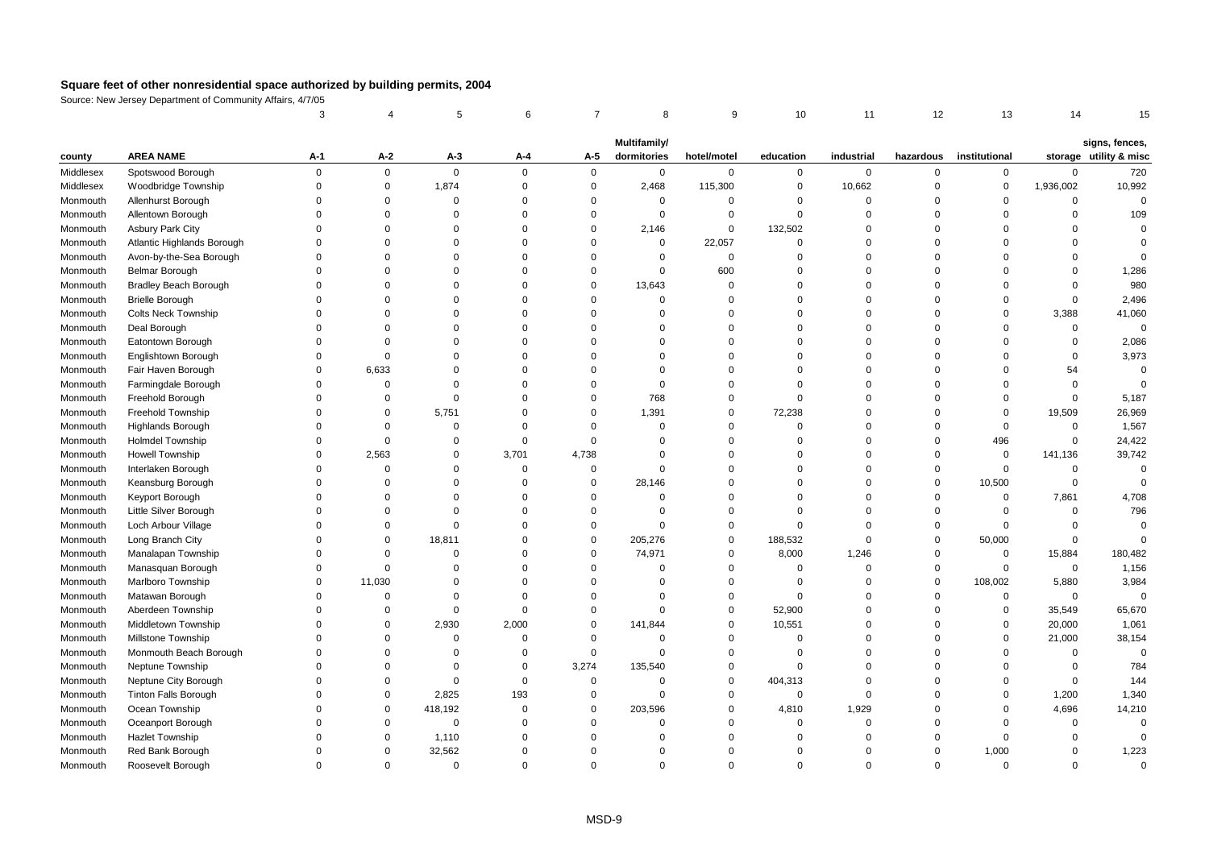**Square feet of other nonresidential space authorized by building permits, 2004**

Source: New Jersey Department of Community Affairs, 4/7/05

| | | 3 | 4 | 5 | 6 | 7 | 8 | 9 | 10 | 11 | 12 | 13 | 14 | 15 |
|---|---|---|---|---|---|---|---|---|---|---|---|---|---|---|
| county | AREA NAME | A-1 | A-2 | A-3 | A-4 | A-5 | Multifamily/ dormitories | hotel/motel | education | industrial | hazardous | institutional | storage | signs, fences, utility & misc |
| Middlesex | Spotswood Borough | 0 | 0 | 0 | 0 | 0 | 0 | 0 | 0 | 0 | 0 | 0 | 0 | 720 |
| Middlesex | Woodbridge Township | 0 | 0 | 1,874 | 0 | 0 | 2,468 | 115,300 | 0 | 10,662 | 0 | 0 | 1,936,002 | 10,992 |
| Monmouth | Allenhurst Borough | 0 | 0 | 0 | 0 | 0 | 0 | 0 | 0 | 0 | 0 | 0 | 0 | 0 |
| Monmouth | Allentown Borough | 0 | 0 | 0 | 0 | 0 | 0 | 0 | 0 | 0 | 0 | 0 | 0 | 109 |
| Monmouth | Asbury Park City | 0 | 0 | 0 | 0 | 0 | 2,146 | 0 | 132,502 | 0 | 0 | 0 | 0 | 0 |
| Monmouth | Atlantic Highlands Borough | 0 | 0 | 0 | 0 | 0 | 0 | 22,057 | 0 | 0 | 0 | 0 | 0 | 0 |
| Monmouth | Avon-by-the-Sea Borough | 0 | 0 | 0 | 0 | 0 | 0 | 0 | 0 | 0 | 0 | 0 | 0 | 0 |
| Monmouth | Belmar Borough | 0 | 0 | 0 | 0 | 0 | 0 | 600 | 0 | 0 | 0 | 0 | 0 | 1,286 |
| Monmouth | Bradley Beach Borough | 0 | 0 | 0 | 0 | 0 | 13,643 | 0 | 0 | 0 | 0 | 0 | 0 | 980 |
| Monmouth | Brielle Borough | 0 | 0 | 0 | 0 | 0 | 0 | 0 | 0 | 0 | 0 | 0 | 0 | 2,496 |
| Monmouth | Colts Neck Township | 0 | 0 | 0 | 0 | 0 | 0 | 0 | 0 | 0 | 0 | 0 | 3,388 | 41,060 |
| Monmouth | Deal Borough | 0 | 0 | 0 | 0 | 0 | 0 | 0 | 0 | 0 | 0 | 0 | 0 | 0 |
| Monmouth | Eatontown Borough | 0 | 0 | 0 | 0 | 0 | 0 | 0 | 0 | 0 | 0 | 0 | 0 | 2,086 |
| Monmouth | Englishtown Borough | 0 | 0 | 0 | 0 | 0 | 0 | 0 | 0 | 0 | 0 | 0 | 0 | 3,973 |
| Monmouth | Fair Haven Borough | 0 | 6,633 | 0 | 0 | 0 | 0 | 0 | 0 | 0 | 0 | 0 | 54 | 0 |
| Monmouth | Farmingdale Borough | 0 | 0 | 0 | 0 | 0 | 0 | 0 | 0 | 0 | 0 | 0 | 0 | 0 |
| Monmouth | Freehold Borough | 0 | 0 | 0 | 0 | 0 | 768 | 0 | 0 | 0 | 0 | 0 | 0 | 5,187 |
| Monmouth | Freehold Township | 0 | 0 | 5,751 | 0 | 0 | 1,391 | 0 | 72,238 | 0 | 0 | 0 | 19,509 | 26,969 |
| Monmouth | Highlands Borough | 0 | 0 | 0 | 0 | 0 | 0 | 0 | 0 | 0 | 0 | 0 | 0 | 1,567 |
| Monmouth | Holmdel Township | 0 | 0 | 0 | 0 | 0 | 0 | 0 | 0 | 0 | 0 | 496 | 0 | 24,422 |
| Monmouth | Howell Township | 0 | 2,563 | 0 | 3,701 | 4,738 | 0 | 0 | 0 | 0 | 0 | 0 | 141,136 | 39,742 |
| Monmouth | Interlaken Borough | 0 | 0 | 0 | 0 | 0 | 0 | 0 | 0 | 0 | 0 | 0 | 0 | 0 |
| Monmouth | Keansburg Borough | 0 | 0 | 0 | 0 | 0 | 28,146 | 0 | 0 | 0 | 0 | 10,500 | 0 | 0 |
| Monmouth | Keyport Borough | 0 | 0 | 0 | 0 | 0 | 0 | 0 | 0 | 0 | 0 | 0 | 7,861 | 4,708 |
| Monmouth | Little Silver Borough | 0 | 0 | 0 | 0 | 0 | 0 | 0 | 0 | 0 | 0 | 0 | 0 | 796 |
| Monmouth | Loch Arbour Village | 0 | 0 | 0 | 0 | 0 | 0 | 0 | 0 | 0 | 0 | 0 | 0 | 0 |
| Monmouth | Long Branch City | 0 | 0 | 18,811 | 0 | 0 | 205,276 | 0 | 188,532 | 0 | 0 | 50,000 | 0 | 0 |
| Monmouth | Manalapan Township | 0 | 0 | 0 | 0 | 0 | 74,971 | 0 | 8,000 | 1,246 | 0 | 0 | 15,884 | 180,482 |
| Monmouth | Manasquan Borough | 0 | 0 | 0 | 0 | 0 | 0 | 0 | 0 | 0 | 0 | 0 | 0 | 1,156 |
| Monmouth | Marlboro Township | 0 | 11,030 | 0 | 0 | 0 | 0 | 0 | 0 | 0 | 0 | 108,002 | 5,880 | 3,984 |
| Monmouth | Matawan Borough | 0 | 0 | 0 | 0 | 0 | 0 | 0 | 0 | 0 | 0 | 0 | 0 | 0 |
| Monmouth | Aberdeen Township | 0 | 0 | 0 | 0 | 0 | 0 | 0 | 52,900 | 0 | 0 | 0 | 35,549 | 65,670 |
| Monmouth | Middletown Township | 0 | 0 | 2,930 | 2,000 | 0 | 141,844 | 0 | 10,551 | 0 | 0 | 0 | 20,000 | 1,061 |
| Monmouth | Millstone Township | 0 | 0 | 0 | 0 | 0 | 0 | 0 | 0 | 0 | 0 | 0 | 21,000 | 38,154 |
| Monmouth | Monmouth Beach Borough | 0 | 0 | 0 | 0 | 0 | 0 | 0 | 0 | 0 | 0 | 0 | 0 | 0 |
| Monmouth | Neptune Township | 0 | 0 | 0 | 0 | 3,274 | 135,540 | 0 | 0 | 0 | 0 | 0 | 0 | 784 |
| Monmouth | Neptune City Borough | 0 | 0 | 0 | 0 | 0 | 0 | 0 | 404,313 | 0 | 0 | 0 | 0 | 144 |
| Monmouth | Tinton Falls Borough | 0 | 0 | 2,825 | 193 | 0 | 0 | 0 | 0 | 0 | 0 | 0 | 1,200 | 1,340 |
| Monmouth | Ocean Township | 0 | 0 | 418,192 | 0 | 0 | 203,596 | 0 | 4,810 | 1,929 | 0 | 0 | 4,696 | 14,210 |
| Monmouth | Oceanport Borough | 0 | 0 | 0 | 0 | 0 | 0 | 0 | 0 | 0 | 0 | 0 | 0 | 0 |
| Monmouth | Hazlet Township | 0 | 0 | 1,110 | 0 | 0 | 0 | 0 | 0 | 0 | 0 | 0 | 0 | 0 |
| Monmouth | Red Bank Borough | 0 | 0 | 32,562 | 0 | 0 | 0 | 0 | 0 | 0 | 0 | 1,000 | 0 | 1,223 |
| Monmouth | Roosevelt Borough | 0 | 0 | 0 | 0 | 0 | 0 | 0 | 0 | 0 | 0 | 0 | 0 | 0 |

MSD-9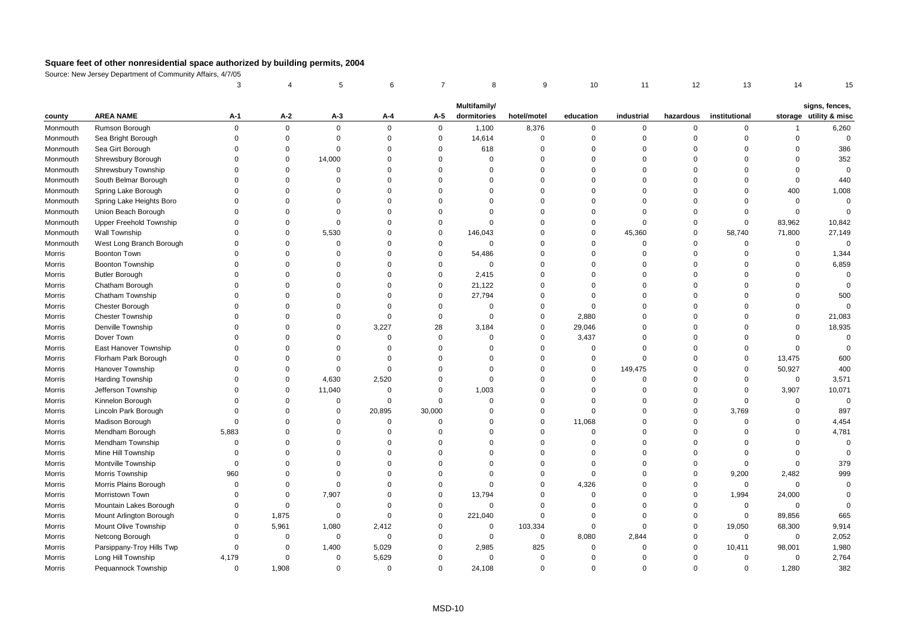## Square feet of other nonresidential space authorized by building permits, 2004

Source: New Jersey Department of Community Affairs, 4/7/05

| | | 3 | 4 | 5 | 6 | 7 | 8 | 9 | 10 | 11 | 12 | 13 | 14 | 15 |
|---|---|---|---|---|---|---|---|---|---|---|---|---|---|---|
| county | AREA NAME | A-1 | A-2 | A-3 | A-4 | A-5 | Multifamily/ dormitories | hotel/motel | education | industrial | hazardous | institutional | storage | signs, fences, utility & misc |
| Monmouth | Rumson Borough | 0 | 0 | 0 | 0 | 0 | 1,100 | 8,376 | 0 | 0 | 0 | 0 | 1 | 6,260 |
| Monmouth | Sea Bright Borough | 0 | 0 | 0 | 0 | 0 | 14,614 | 0 | 0 | 0 | 0 | 0 | 0 | 0 |
| Monmouth | Sea Girt Borough | 0 | 0 | 0 | 0 | 0 | 618 | 0 | 0 | 0 | 0 | 0 | 0 | 386 |
| Monmouth | Shrewsbury Borough | 0 | 0 | 14,000 | 0 | 0 | 0 | 0 | 0 | 0 | 0 | 0 | 0 | 352 |
| Monmouth | Shrewsbury Township | 0 | 0 | 0 | 0 | 0 | 0 | 0 | 0 | 0 | 0 | 0 | 0 | 0 |
| Monmouth | South Belmar Borough | 0 | 0 | 0 | 0 | 0 | 0 | 0 | 0 | 0 | 0 | 0 | 0 | 440 |
| Monmouth | Spring Lake Borough | 0 | 0 | 0 | 0 | 0 | 0 | 0 | 0 | 0 | 0 | 0 | 400 | 1,008 |
| Monmouth | Spring Lake Heights Boro | 0 | 0 | 0 | 0 | 0 | 0 | 0 | 0 | 0 | 0 | 0 | 0 | 0 |
| Monmouth | Union Beach Borough | 0 | 0 | 0 | 0 | 0 | 0 | 0 | 0 | 0 | 0 | 0 | 0 | 0 |
| Monmouth | Upper Freehold Township | 0 | 0 | 0 | 0 | 0 | 0 | 0 | 0 | 0 | 0 | 0 | 83,962 | 10,842 |
| Monmouth | Wall Township | 0 | 0 | 5,530 | 0 | 0 | 146,043 | 0 | 0 | 45,360 | 0 | 58,740 | 71,800 | 27,149 |
| Monmouth | West Long Branch Borough | 0 | 0 | 0 | 0 | 0 | 0 | 0 | 0 | 0 | 0 | 0 | 0 | 0 |
| Morris | Boonton Town | 0 | 0 | 0 | 0 | 0 | 54,486 | 0 | 0 | 0 | 0 | 0 | 0 | 1,344 |
| Morris | Boonton Township | 0 | 0 | 0 | 0 | 0 | 0 | 0 | 0 | 0 | 0 | 0 | 0 | 6,859 |
| Morris | Butler Borough | 0 | 0 | 0 | 0 | 0 | 2,415 | 0 | 0 | 0 | 0 | 0 | 0 | 0 |
| Morris | Chatham Borough | 0 | 0 | 0 | 0 | 0 | 21,122 | 0 | 0 | 0 | 0 | 0 | 0 | 0 |
| Morris | Chatham Township | 0 | 0 | 0 | 0 | 0 | 27,794 | 0 | 0 | 0 | 0 | 0 | 0 | 500 |
| Morris | Chester Borough | 0 | 0 | 0 | 0 | 0 | 0 | 0 | 0 | 0 | 0 | 0 | 0 | 0 |
| Morris | Chester Township | 0 | 0 | 0 | 0 | 0 | 0 | 0 | 2,880 | 0 | 0 | 0 | 0 | 21,083 |
| Morris | Denville Township | 0 | 0 | 0 | 3,227 | 28 | 3,184 | 0 | 29,046 | 0 | 0 | 0 | 0 | 18,935 |
| Morris | Dover Town | 0 | 0 | 0 | 0 | 0 | 0 | 0 | 3,437 | 0 | 0 | 0 | 0 | 0 |
| Morris | East Hanover Township | 0 | 0 | 0 | 0 | 0 | 0 | 0 | 0 | 0 | 0 | 0 | 0 | 0 |
| Morris | Florham Park Borough | 0 | 0 | 0 | 0 | 0 | 0 | 0 | 0 | 0 | 0 | 0 | 13,475 | 600 |
| Morris | Hanover Township | 0 | 0 | 0 | 0 | 0 | 0 | 0 | 0 | 149,475 | 0 | 0 | 50,927 | 400 |
| Morris | Harding Township | 0 | 0 | 4,630 | 2,520 | 0 | 0 | 0 | 0 | 0 | 0 | 0 | 0 | 3,571 |
| Morris | Jefferson Township | 0 | 0 | 11,040 | 0 | 0 | 1,003 | 0 | 0 | 0 | 0 | 0 | 3,907 | 10,071 |
| Morris | Kinnelon Borough | 0 | 0 | 0 | 0 | 0 | 0 | 0 | 0 | 0 | 0 | 0 | 0 | 0 |
| Morris | Lincoln Park Borough | 0 | 0 | 0 | 20,895 | 30,000 | 0 | 0 | 0 | 0 | 0 | 3,769 | 0 | 897 |
| Morris | Madison Borough | 0 | 0 | 0 | 0 | 0 | 0 | 0 | 11,068 | 0 | 0 | 0 | 0 | 4,454 |
| Morris | Mendham Borough | 5,883 | 0 | 0 | 0 | 0 | 0 | 0 | 0 | 0 | 0 | 0 | 0 | 4,781 |
| Morris | Mendham Township | 0 | 0 | 0 | 0 | 0 | 0 | 0 | 0 | 0 | 0 | 0 | 0 | 0 |
| Morris | Mine Hill Township | 0 | 0 | 0 | 0 | 0 | 0 | 0 | 0 | 0 | 0 | 0 | 0 | 0 |
| Morris | Montville Township | 0 | 0 | 0 | 0 | 0 | 0 | 0 | 0 | 0 | 0 | 0 | 0 | 379 |
| Morris | Morris Township | 960 | 0 | 0 | 0 | 0 | 0 | 0 | 0 | 0 | 0 | 9,200 | 2,482 | 999 |
| Morris | Morris Plains Borough | 0 | 0 | 0 | 0 | 0 | 0 | 0 | 4,326 | 0 | 0 | 0 | 0 | 0 |
| Morris | Morristown Town | 0 | 0 | 7,907 | 0 | 0 | 13,794 | 0 | 0 | 0 | 0 | 1,994 | 24,000 | 0 |
| Morris | Mountain Lakes Borough | 0 | 0 | 0 | 0 | 0 | 0 | 0 | 0 | 0 | 0 | 0 | 0 | 0 |
| Morris | Mount Arlington Borough | 0 | 1,875 | 0 | 0 | 0 | 221,040 | 0 | 0 | 0 | 0 | 0 | 89,856 | 665 |
| Morris | Mount Olive Township | 0 | 5,961 | 1,080 | 2,412 | 0 | 0 | 103,334 | 0 | 0 | 0 | 19,050 | 68,300 | 9,914 |
| Morris | Netcong Borough | 0 | 0 | 0 | 0 | 0 | 0 | 0 | 8,080 | 2,844 | 0 | 0 | 0 | 2,052 |
| Morris | Parsippany-Troy Hills Twp | 0 | 0 | 1,400 | 5,029 | 0 | 2,985 | 825 | 0 | 0 | 0 | 10,411 | 98,001 | 1,980 |
| Morris | Long Hill Township | 4,179 | 0 | 0 | 5,629 | 0 | 0 | 0 | 0 | 0 | 0 | 0 | 0 | 2,764 |
| Morris | Pequannock Township | 0 | 1,908 | 0 | 0 | 0 | 24,108 | 0 | 0 | 0 | 0 | 0 | 1,280 | 382 |

MSD-10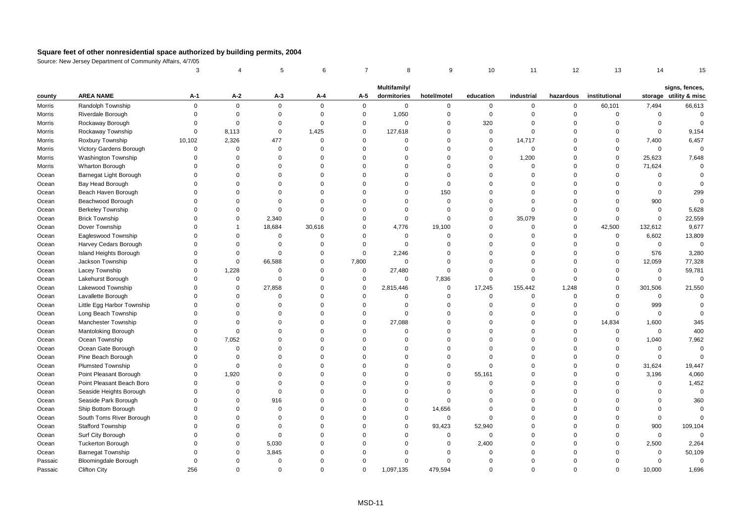# Square feet of other nonresidential space authorized by building permits, 2004

Source: New Jersey Department of Community Affairs, 4/7/05

| | | 3 | 4 | 5 | 6 | 7 | 8 | 9 | 10 | 11 | 12 | 13 | 14 | 15 |
|---|---|---|---|---|---|---|---|---|---|---|---|---|---|---|
| county | AREA NAME | A-1 | A-2 | A-3 | A-4 | A-5 | Multifamily/ dormitories | hotel/motel | education | industrial | hazardous | institutional | storage | signs, fences, utility & misc |
| Morris | Randolph Township | 0 | 0 | 0 | 0 | 0 | 0 | 0 | 0 | 0 | 0 | 60,101 | 7,494 | 66,613 |
| Morris | Riverdale Borough | 0 | 0 | 0 | 0 | 0 | 1,050 | 0 | 0 | 0 | 0 | 0 | 0 | 0 |
| Morris | Rockaway Borough | 0 | 0 | 0 | 0 | 0 | 0 | 0 | 320 | 0 | 0 | 0 | 0 | 0 |
| Morris | Rockaway Township | 0 | 8,113 | 0 | 1,425 | 0 | 127,618 | 0 | 0 | 0 | 0 | 0 | 0 | 9,154 |
| Morris | Roxbury Township | 10,102 | 2,326 | 477 | 0 | 0 | 0 | 0 | 0 | 14,717 | 0 | 0 | 7,400 | 6,457 |
| Morris | Victory Gardens Borough | 0 | 0 | 0 | 0 | 0 | 0 | 0 | 0 | 0 | 0 | 0 | 0 | 0 |
| Morris | Washington Township | 0 | 0 | 0 | 0 | 0 | 0 | 0 | 0 | 1,200 | 0 | 0 | 25,623 | 7,648 |
| Morris | Wharton Borough | 0 | 0 | 0 | 0 | 0 | 0 | 0 | 0 | 0 | 0 | 0 | 71,624 | 0 |
| Ocean | Barnegat Light Borough | 0 | 0 | 0 | 0 | 0 | 0 | 0 | 0 | 0 | 0 | 0 | 0 | 0 |
| Ocean | Bay Head Borough | 0 | 0 | 0 | 0 | 0 | 0 | 0 | 0 | 0 | 0 | 0 | 0 | 0 |
| Ocean | Beach Haven Borough | 0 | 0 | 0 | 0 | 0 | 0 | 150 | 0 | 0 | 0 | 0 | 0 | 299 |
| Ocean | Beachwood Borough | 0 | 0 | 0 | 0 | 0 | 0 | 0 | 0 | 0 | 0 | 0 | 900 | 0 |
| Ocean | Berkeley Township | 0 | 0 | 0 | 0 | 0 | 0 | 0 | 0 | 0 | 0 | 0 | 0 | 5,628 |
| Ocean | Brick Township | 0 | 0 | 2,340 | 0 | 0 | 0 | 0 | 0 | 35,079 | 0 | 0 | 0 | 22,559 |
| Ocean | Dover Township | 0 | 1 | 18,684 | 30,616 | 0 | 4,776 | 19,100 | 0 | 0 | 0 | 42,500 | 132,612 | 9,677 |
| Ocean | Eagleswood Township | 0 | 0 | 0 | 0 | 0 | 0 | 0 | 0 | 0 | 0 | 0 | 6,602 | 13,809 |
| Ocean | Harvey Cedars Borough | 0 | 0 | 0 | 0 | 0 | 0 | 0 | 0 | 0 | 0 | 0 | 0 | 0 |
| Ocean | Island Heights Borough | 0 | 0 | 0 | 0 | 0 | 2,246 | 0 | 0 | 0 | 0 | 0 | 576 | 3,280 |
| Ocean | Jackson Township | 0 | 0 | 66,588 | 0 | 7,800 | 0 | 0 | 0 | 0 | 0 | 0 | 12,059 | 77,328 |
| Ocean | Lacey Township | 0 | 1,228 | 0 | 0 | 0 | 27,480 | 0 | 0 | 0 | 0 | 0 | 0 | 59,781 |
| Ocean | Lakehurst Borough | 0 | 0 | 0 | 0 | 0 | 0 | 7,836 | 0 | 0 | 0 | 0 | 0 | 0 |
| Ocean | Lakewood Township | 0 | 0 | 27,858 | 0 | 0 | 2,815,446 | 0 | 17,245 | 155,442 | 1,248 | 0 | 301,506 | 21,550 |
| Ocean | Lavallette Borough | 0 | 0 | 0 | 0 | 0 | 0 | 0 | 0 | 0 | 0 | 0 | 0 | 0 |
| Ocean | Little Egg Harbor Township | 0 | 0 | 0 | 0 | 0 | 0 | 0 | 0 | 0 | 0 | 0 | 999 | 0 |
| Ocean | Long Beach Township | 0 | 0 | 0 | 0 | 0 | 0 | 0 | 0 | 0 | 0 | 0 | 0 | 0 |
| Ocean | Manchester Township | 0 | 0 | 0 | 0 | 0 | 27,088 | 0 | 0 | 0 | 0 | 14,834 | 1,600 | 345 |
| Ocean | Mantoloking Borough | 0 | 0 | 0 | 0 | 0 | 0 | 0 | 0 | 0 | 0 | 0 | 0 | 400 |
| Ocean | Ocean Township | 0 | 7,052 | 0 | 0 | 0 | 0 | 0 | 0 | 0 | 0 | 0 | 1,040 | 7,962 |
| Ocean | Ocean Gate Borough | 0 | 0 | 0 | 0 | 0 | 0 | 0 | 0 | 0 | 0 | 0 | 0 | 0 |
| Ocean | Pine Beach Borough | 0 | 0 | 0 | 0 | 0 | 0 | 0 | 0 | 0 | 0 | 0 | 0 | 0 |
| Ocean | Plumsted Township | 0 | 0 | 0 | 0 | 0 | 0 | 0 | 0 | 0 | 0 | 0 | 31,624 | 19,447 |
| Ocean | Point Pleasant Borough | 0 | 1,920 | 0 | 0 | 0 | 0 | 0 | 55,161 | 0 | 0 | 0 | 3,196 | 4,060 |
| Ocean | Point Pleasant Beach Boro | 0 | 0 | 0 | 0 | 0 | 0 | 0 | 0 | 0 | 0 | 0 | 0 | 1,452 |
| Ocean | Seaside Heights Borough | 0 | 0 | 0 | 0 | 0 | 0 | 0 | 0 | 0 | 0 | 0 | 0 | 0 |
| Ocean | Seaside Park Borough | 0 | 0 | 916 | 0 | 0 | 0 | 0 | 0 | 0 | 0 | 0 | 0 | 360 |
| Ocean | Ship Bottom Borough | 0 | 0 | 0 | 0 | 0 | 0 | 14,656 | 0 | 0 | 0 | 0 | 0 | 0 |
| Ocean | South Toms River Borough | 0 | 0 | 0 | 0 | 0 | 0 | 0 | 0 | 0 | 0 | 0 | 0 | 0 |
| Ocean | Stafford Township | 0 | 0 | 0 | 0 | 0 | 0 | 93,423 | 52,940 | 0 | 0 | 0 | 900 | 109,104 |
| Ocean | Surf City Borough | 0 | 0 | 0 | 0 | 0 | 0 | 0 | 0 | 0 | 0 | 0 | 0 | 0 |
| Ocean | Tuckerton Borough | 0 | 0 | 5,030 | 0 | 0 | 0 | 0 | 2,400 | 0 | 0 | 0 | 2,500 | 2,264 |
| Ocean | Barnegat Township | 0 | 0 | 3,845 | 0 | 0 | 0 | 0 | 0 | 0 | 0 | 0 | 0 | 50,109 |
| Passaic | Bloomingdale Borough | 0 | 0 | 0 | 0 | 0 | 0 | 0 | 0 | 0 | 0 | 0 | 0 | 0 |
| Passaic | Clifton City | 256 | 0 | 0 | 0 | 0 | 1,097,135 | 479,594 | 0 | 0 | 0 | 0 | 10,000 | 1,696 |

MSD-11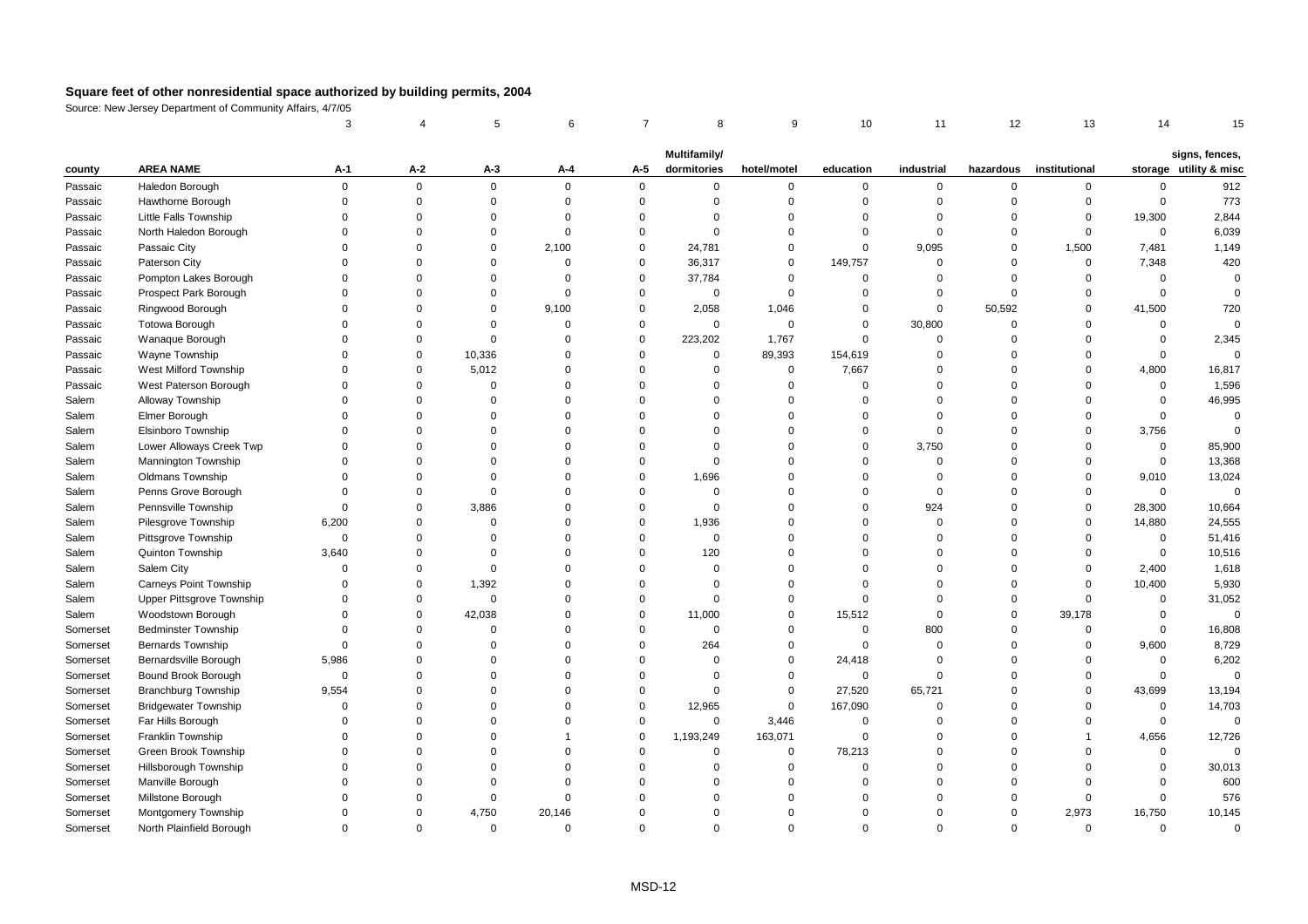# Square feet of other nonresidential space authorized by building permits, 2004

Source: New Jersey Department of Community Affairs, 4/7/05

| | | 3 | 4 | 5 | 6 | 7 | 8 | 9 | 10 | 11 | 12 | 13 | 14 | 15 |
|---|---|---|---|---|---|---|---|---|---|---|---|---|---|---|
| county | AREA NAME | A-1 | A-2 | A-3 | A-4 | A-5 | Multifamily/ dormitories | hotel/motel | education | industrial | hazardous | institutional | storage | signs, fences, utility & misc |
| Passaic | Haledon Borough | 0 | 0 | 0 | 0 | 0 | 0 | 0 | 0 | 0 | 0 | 0 | 0 | 912 |
| Passaic | Hawthorne Borough | 0 | 0 | 0 | 0 | 0 | 0 | 0 | 0 | 0 | 0 | 0 | 0 | 773 |
| Passaic | Little Falls Township | 0 | 0 | 0 | 0 | 0 | 0 | 0 | 0 | 0 | 0 | 0 | 19,300 | 2,844 |
| Passaic | North Haledon Borough | 0 | 0 | 0 | 0 | 0 | 0 | 0 | 0 | 0 | 0 | 0 | 0 | 6,039 |
| Passaic | Passaic City | 0 | 0 | 0 | 2,100 | 0 | 24,781 | 0 | 0 | 9,095 | 0 | 1,500 | 7,481 | 1,149 |
| Passaic | Paterson City | 0 | 0 | 0 | 0 | 0 | 36,317 | 0 | 149,757 | 0 | 0 | 0 | 7,348 | 420 |
| Passaic | Pompton Lakes Borough | 0 | 0 | 0 | 0 | 0 | 37,784 | 0 | 0 | 0 | 0 | 0 | 0 | 0 |
| Passaic | Prospect Park Borough | 0 | 0 | 0 | 0 | 0 | 0 | 0 | 0 | 0 | 0 | 0 | 0 | 0 |
| Passaic | Ringwood Borough | 0 | 0 | 0 | 9,100 | 0 | 2,058 | 1,046 | 0 | 0 | 50,592 | 0 | 41,500 | 720 |
| Passaic | Totowa Borough | 0 | 0 | 0 | 0 | 0 | 0 | 0 | 0 | 30,800 | 0 | 0 | 0 | 0 |
| Passaic | Wanaque Borough | 0 | 0 | 0 | 0 | 0 | 223,202 | 1,767 | 0 | 0 | 0 | 0 | 0 | 2,345 |
| Passaic | Wayne Township | 0 | 0 | 10,336 | 0 | 0 | 0 | 89,393 | 154,619 | 0 | 0 | 0 | 0 | 0 |
| Passaic | West Milford Township | 0 | 0 | 5,012 | 0 | 0 | 0 | 0 | 7,667 | 0 | 0 | 0 | 4,800 | 16,817 |
| Passaic | West Paterson Borough | 0 | 0 | 0 | 0 | 0 | 0 | 0 | 0 | 0 | 0 | 0 | 0 | 1,596 |
| Salem | Alloway Township | 0 | 0 | 0 | 0 | 0 | 0 | 0 | 0 | 0 | 0 | 0 | 0 | 46,995 |
| Salem | Elmer Borough | 0 | 0 | 0 | 0 | 0 | 0 | 0 | 0 | 0 | 0 | 0 | 0 | 0 |
| Salem | Elsinboro Township | 0 | 0 | 0 | 0 | 0 | 0 | 0 | 0 | 0 | 0 | 0 | 3,756 | 0 |
| Salem | Lower Alloways Creek Twp | 0 | 0 | 0 | 0 | 0 | 0 | 0 | 0 | 3,750 | 0 | 0 | 0 | 85,900 |
| Salem | Mannington Township | 0 | 0 | 0 | 0 | 0 | 0 | 0 | 0 | 0 | 0 | 0 | 0 | 13,368 |
| Salem | Oldmans Township | 0 | 0 | 0 | 0 | 0 | 1,696 | 0 | 0 | 0 | 0 | 0 | 9,010 | 13,024 |
| Salem | Penns Grove Borough | 0 | 0 | 0 | 0 | 0 | 0 | 0 | 0 | 0 | 0 | 0 | 0 | 0 |
| Salem | Pennsville Township | 0 | 0 | 3,886 | 0 | 0 | 0 | 0 | 0 | 924 | 0 | 0 | 28,300 | 10,664 |
| Salem | Pilesgrove Township | 6,200 | 0 | 0 | 0 | 0 | 1,936 | 0 | 0 | 0 | 0 | 0 | 14,880 | 24,555 |
| Salem | Pittsgrove Township | 0 | 0 | 0 | 0 | 0 | 0 | 0 | 0 | 0 | 0 | 0 | 0 | 51,416 |
| Salem | Quinton Township | 3,640 | 0 | 0 | 0 | 0 | 120 | 0 | 0 | 0 | 0 | 0 | 0 | 10,516 |
| Salem | Salem City | 0 | 0 | 0 | 0 | 0 | 0 | 0 | 0 | 0 | 0 | 0 | 2,400 | 1,618 |
| Salem | Carneys Point Township | 0 | 0 | 1,392 | 0 | 0 | 0 | 0 | 0 | 0 | 0 | 0 | 10,400 | 5,930 |
| Salem | Upper Pittsgrove Township | 0 | 0 | 0 | 0 | 0 | 0 | 0 | 0 | 0 | 0 | 0 | 0 | 31,052 |
| Salem | Woodstown Borough | 0 | 0 | 42,038 | 0 | 0 | 11,000 | 0 | 15,512 | 0 | 0 | 39,178 | 0 | 0 |
| Somerset | Bedminster Township | 0 | 0 | 0 | 0 | 0 | 0 | 0 | 0 | 800 | 0 | 0 | 0 | 16,808 |
| Somerset | Bernards Township | 0 | 0 | 0 | 0 | 0 | 264 | 0 | 0 | 0 | 0 | 0 | 9,600 | 8,729 |
| Somerset | Bernardsville Borough | 5,986 | 0 | 0 | 0 | 0 | 0 | 0 | 24,418 | 0 | 0 | 0 | 0 | 6,202 |
| Somerset | Bound Brook Borough | 0 | 0 | 0 | 0 | 0 | 0 | 0 | 0 | 0 | 0 | 0 | 0 | 0 |
| Somerset | Branchburg Township | 9,554 | 0 | 0 | 0 | 0 | 0 | 0 | 27,520 | 65,721 | 0 | 0 | 43,699 | 13,194 |
| Somerset | Bridgewater Township | 0 | 0 | 0 | 0 | 0 | 12,965 | 0 | 167,090 | 0 | 0 | 0 | 0 | 14,703 |
| Somerset | Far Hills Borough | 0 | 0 | 0 | 0 | 0 | 0 | 3,446 | 0 | 0 | 0 | 0 | 0 | 0 |
| Somerset | Franklin Township | 0 | 0 | 0 | 1 | 0 | 1,193,249 | 163,071 | 0 | 0 | 0 | 1 | 4,656 | 12,726 |
| Somerset | Green Brook Township | 0 | 0 | 0 | 0 | 0 | 0 | 0 | 78,213 | 0 | 0 | 0 | 0 | 0 |
| Somerset | Hillsborough Township | 0 | 0 | 0 | 0 | 0 | 0 | 0 | 0 | 0 | 0 | 0 | 0 | 30,013 |
| Somerset | Manville Borough | 0 | 0 | 0 | 0 | 0 | 0 | 0 | 0 | 0 | 0 | 0 | 0 | 600 |
| Somerset | Millstone Borough | 0 | 0 | 0 | 0 | 0 | 0 | 0 | 0 | 0 | 0 | 0 | 0 | 576 |
| Somerset | Montgomery Township | 0 | 0 | 4,750 | 20,146 | 0 | 0 | 0 | 0 | 0 | 0 | 2,973 | 16,750 | 10,145 |
| Somerset | North Plainfield Borough | 0 | 0 | 0 | 0 | 0 | 0 | 0 | 0 | 0 | 0 | 0 | 0 | 0 |

MSD-12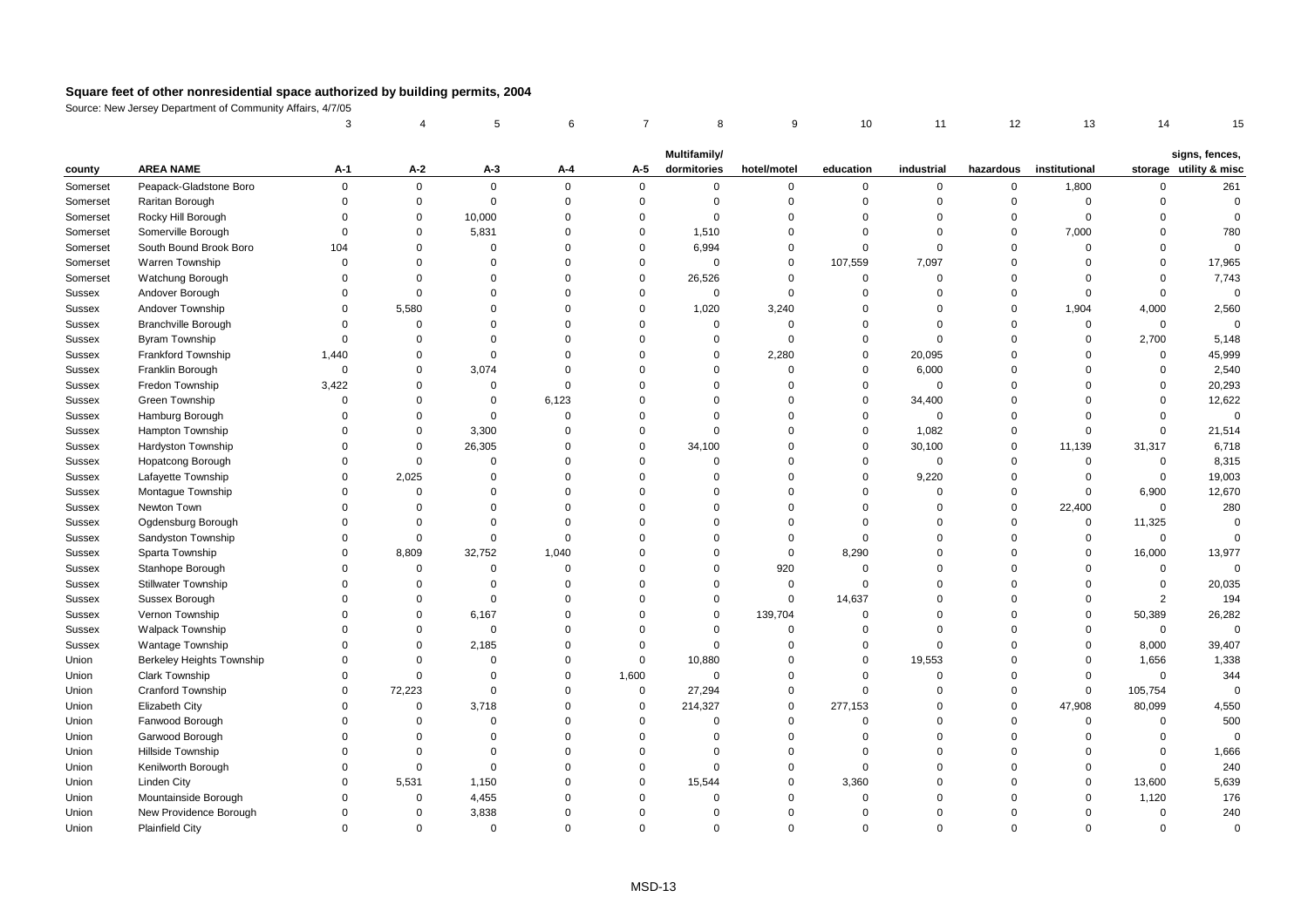## Square feet of other nonresidential space authorized by building permits, 2004

Source: New Jersey Department of Community Affairs, 4/7/05

| | | 3 | 4 | 5 | 6 | 7 | 8 | 9 | 10 | 11 | 12 | 13 | 14 | 15 |
|---|---|---|---|---|---|---|---|---|---|---|---|---|---|---|
| county | AREA NAME | A-1 | A-2 | A-3 | A-4 | A-5 | Multifamily/ dormitories | hotel/motel | education | industrial | hazardous | institutional | storage | signs, fences, utility & misc |
| Somerset | Peapack-Gladstone Boro | 0 | 0 | 0 | 0 | 0 | 0 | 0 | 0 | 0 | 0 | 1,800 | 0 | 261 |
| Somerset | Raritan Borough | 0 | 0 | 0 | 0 | 0 | 0 | 0 | 0 | 0 | 0 | 0 | 0 | 0 |
| Somerset | Rocky Hill Borough | 0 | 0 | 10,000 | 0 | 0 | 0 | 0 | 0 | 0 | 0 | 0 | 0 | 0 |
| Somerset | Somerville Borough | 0 | 0 | 5,831 | 0 | 0 | 1,510 | 0 | 0 | 0 | 0 | 7,000 | 0 | 780 |
| Somerset | South Bound Brook Boro | 104 | 0 | 0 | 0 | 0 | 6,994 | 0 | 0 | 0 | 0 | 0 | 0 | 0 |
| Somerset | Warren Township | 0 | 0 | 0 | 0 | 0 | 0 | 0 | 107,559 | 7,097 | 0 | 0 | 0 | 17,965 |
| Somerset | Watchung Borough | 0 | 0 | 0 | 0 | 0 | 26,526 | 0 | 0 | 0 | 0 | 0 | 0 | 7,743 |
| Sussex | Andover Borough | 0 | 0 | 0 | 0 | 0 | 0 | 0 | 0 | 0 | 0 | 0 | 0 | 0 |
| Sussex | Andover Township | 0 | 5,580 | 0 | 0 | 0 | 1,020 | 3,240 | 0 | 0 | 0 | 1,904 | 4,000 | 2,560 |
| Sussex | Branchville Borough | 0 | 0 | 0 | 0 | 0 | 0 | 0 | 0 | 0 | 0 | 0 | 0 | 0 |
| Sussex | Byram Township | 0 | 0 | 0 | 0 | 0 | 0 | 0 | 0 | 0 | 0 | 0 | 2,700 | 5,148 |
| Sussex | Frankford Township | 1,440 | 0 | 0 | 0 | 0 | 0 | 2,280 | 0 | 20,095 | 0 | 0 | 0 | 45,999 |
| Sussex | Franklin Borough | 0 | 0 | 3,074 | 0 | 0 | 0 | 0 | 0 | 6,000 | 0 | 0 | 0 | 2,540 |
| Sussex | Fredon Township | 3,422 | 0 | 0 | 0 | 0 | 0 | 0 | 0 | 0 | 0 | 0 | 0 | 20,293 |
| Sussex | Green Township | 0 | 0 | 0 | 6,123 | 0 | 0 | 0 | 0 | 34,400 | 0 | 0 | 0 | 12,622 |
| Sussex | Hamburg Borough | 0 | 0 | 0 | 0 | 0 | 0 | 0 | 0 | 0 | 0 | 0 | 0 | 0 |
| Sussex | Hampton Township | 0 | 0 | 3,300 | 0 | 0 | 0 | 0 | 0 | 1,082 | 0 | 0 | 0 | 21,514 |
| Sussex | Hardyston Township | 0 | 0 | 26,305 | 0 | 0 | 34,100 | 0 | 0 | 30,100 | 0 | 11,139 | 31,317 | 6,718 |
| Sussex | Hopatcong Borough | 0 | 0 | 0 | 0 | 0 | 0 | 0 | 0 | 0 | 0 | 0 | 0 | 8,315 |
| Sussex | Lafayette Township | 0 | 2,025 | 0 | 0 | 0 | 0 | 0 | 0 | 9,220 | 0 | 0 | 0 | 19,003 |
| Sussex | Montague Township | 0 | 0 | 0 | 0 | 0 | 0 | 0 | 0 | 0 | 0 | 0 | 6,900 | 12,670 |
| Sussex | Newton Town | 0 | 0 | 0 | 0 | 0 | 0 | 0 | 0 | 0 | 0 | 22,400 | 0 | 280 |
| Sussex | Ogdensburg Borough | 0 | 0 | 0 | 0 | 0 | 0 | 0 | 0 | 0 | 0 | 0 | 11,325 | 0 |
| Sussex | Sandyston Township | 0 | 0 | 0 | 0 | 0 | 0 | 0 | 0 | 0 | 0 | 0 | 0 | 0 |
| Sussex | Sparta Township | 0 | 8,809 | 32,752 | 1,040 | 0 | 0 | 0 | 8,290 | 0 | 0 | 0 | 16,000 | 13,977 |
| Sussex | Stanhope Borough | 0 | 0 | 0 | 0 | 0 | 0 | 920 | 0 | 0 | 0 | 0 | 0 | 0 |
| Sussex | Stillwater Township | 0 | 0 | 0 | 0 | 0 | 0 | 0 | 0 | 0 | 0 | 0 | 0 | 20,035 |
| Sussex | Sussex Borough | 0 | 0 | 0 | 0 | 0 | 0 | 0 | 14,637 | 0 | 0 | 0 | 2 | 194 |
| Sussex | Vernon Township | 0 | 0 | 6,167 | 0 | 0 | 0 | 139,704 | 0 | 0 | 0 | 0 | 50,389 | 26,282 |
| Sussex | Walpack Township | 0 | 0 | 0 | 0 | 0 | 0 | 0 | 0 | 0 | 0 | 0 | 0 | 0 |
| Sussex | Wantage Township | 0 | 0 | 2,185 | 0 | 0 | 0 | 0 | 0 | 0 | 0 | 0 | 8,000 | 39,407 |
| Union | Berkeley Heights Township | 0 | 0 | 0 | 0 | 0 | 10,880 | 0 | 0 | 19,553 | 0 | 0 | 1,656 | 1,338 |
| Union | Clark Township | 0 | 0 | 0 | 0 | 1,600 | 0 | 0 | 0 | 0 | 0 | 0 | 0 | 344 |
| Union | Cranford Township | 0 | 72,223 | 0 | 0 | 0 | 27,294 | 0 | 0 | 0 | 0 | 0 | 105,754 | 0 |
| Union | Elizabeth City | 0 | 0 | 3,718 | 0 | 0 | 214,327 | 0 | 277,153 | 0 | 0 | 47,908 | 80,099 | 4,550 |
| Union | Fanwood Borough | 0 | 0 | 0 | 0 | 0 | 0 | 0 | 0 | 0 | 0 | 0 | 0 | 500 |
| Union | Garwood Borough | 0 | 0 | 0 | 0 | 0 | 0 | 0 | 0 | 0 | 0 | 0 | 0 | 0 |
| Union | Hillside Township | 0 | 0 | 0 | 0 | 0 | 0 | 0 | 0 | 0 | 0 | 0 | 0 | 1,666 |
| Union | Kenilworth Borough | 0 | 0 | 0 | 0 | 0 | 0 | 0 | 0 | 0 | 0 | 0 | 0 | 240 |
| Union | Linden City | 0 | 5,531 | 1,150 | 0 | 0 | 15,544 | 0 | 3,360 | 0 | 0 | 0 | 13,600 | 5,639 |
| Union | Mountainside Borough | 0 | 0 | 4,455 | 0 | 0 | 0 | 0 | 0 | 0 | 0 | 0 | 1,120 | 176 |
| Union | New Providence Borough | 0 | 0 | 3,838 | 0 | 0 | 0 | 0 | 0 | 0 | 0 | 0 | 0 | 240 |
| Union | Plainfield City | 0 | 0 | 0 | 0 | 0 | 0 | 0 | 0 | 0 | 0 | 0 | 0 | 0 |

MSD-13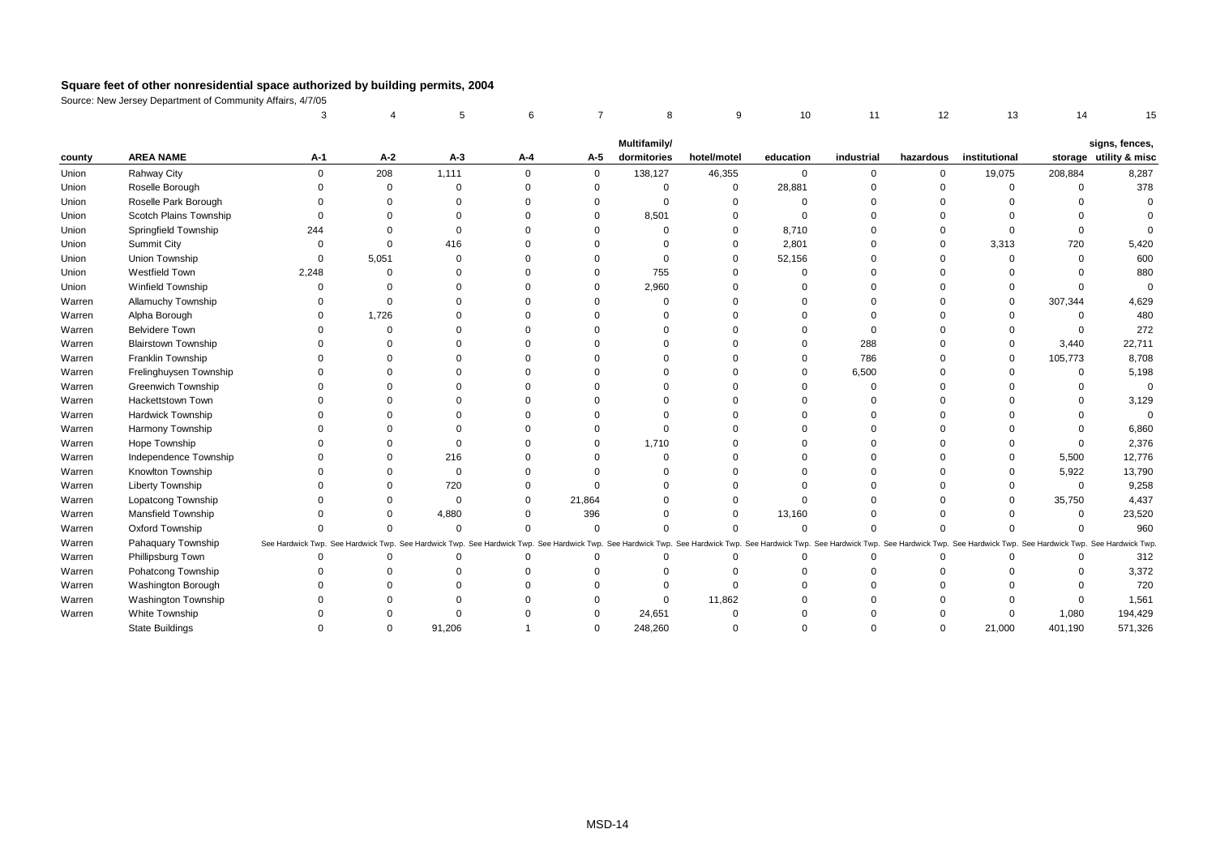# Square feet of other nonresidential space authorized by building permits, 2004

Source: New Jersey Department of Community Affairs, 4/7/05

| | | 3 | 4 | 5 | 6 | 7 | 8 | 9 | 10 | 11 | 12 | 13 | 14 | 15 |
|---|---|---|---|---|---|---|---|---|---|---|---|---|---|---|
| county | AREA NAME | A-1 | A-2 | A-3 | A-4 | A-5 | Multifamily/ dormitories | hotel/motel | education | industrial | hazardous | institutional | storage | signs, fences, utility & misc |
| Union | Rahway City | 0 | 208 | 1,111 | 0 | 0 | 138,127 | 46,355 | 0 | 0 | 0 | 19,075 | 208,884 | 8,287 |
| Union | Roselle Borough | 0 | 0 | 0 | 0 | 0 | 0 | 0 | 28,881 | 0 | 0 | 0 | 0 | 378 |
| Union | Roselle Park Borough | 0 | 0 | 0 | 0 | 0 | 0 | 0 | 0 | 0 | 0 | 0 | 0 | 0 |
| Union | Scotch Plains Township | 0 | 0 | 0 | 0 | 0 | 8,501 | 0 | 0 | 0 | 0 | 0 | 0 | 0 |
| Union | Springfield Township | 244 | 0 | 0 | 0 | 0 | 0 | 0 | 8,710 | 0 | 0 | 0 | 0 | 0 |
| Union | Summit City | 0 | 0 | 416 | 0 | 0 | 0 | 0 | 2,801 | 0 | 0 | 3,313 | 720 | 5,420 |
| Union | Union Township | 0 | 5,051 | 0 | 0 | 0 | 0 | 0 | 52,156 | 0 | 0 | 0 | 0 | 600 |
| Union | Westfield Town | 2,248 | 0 | 0 | 0 | 0 | 755 | 0 | 0 | 0 | 0 | 0 | 0 | 880 |
| Union | Winfield Township | 0 | 0 | 0 | 0 | 0 | 2,960 | 0 | 0 | 0 | 0 | 0 | 0 | 0 |
| Warren | Allamuchy Township | 0 | 0 | 0 | 0 | 0 | 0 | 0 | 0 | 0 | 0 | 0 | 307,344 | 4,629 |
| Warren | Alpha Borough | 0 | 1,726 | 0 | 0 | 0 | 0 | 0 | 0 | 0 | 0 | 0 | 0 | 480 |
| Warren | Belvidere Town | 0 | 0 | 0 | 0 | 0 | 0 | 0 | 0 | 0 | 0 | 0 | 0 | 272 |
| Warren | Blairstown Township | 0 | 0 | 0 | 0 | 0 | 0 | 0 | 0 | 288 | 0 | 0 | 3,440 | 22,711 |
| Warren | Franklin Township | 0 | 0 | 0 | 0 | 0 | 0 | 0 | 0 | 786 | 0 | 0 | 105,773 | 8,708 |
| Warren | Frelinghuysen Township | 0 | 0 | 0 | 0 | 0 | 0 | 0 | 0 | 6,500 | 0 | 0 | 0 | 5,198 |
| Warren | Greenwich Township | 0 | 0 | 0 | 0 | 0 | 0 | 0 | 0 | 0 | 0 | 0 | 0 | 0 |
| Warren | Hackettstown Town | 0 | 0 | 0 | 0 | 0 | 0 | 0 | 0 | 0 | 0 | 0 | 0 | 3,129 |
| Warren | Hardwick Township | 0 | 0 | 0 | 0 | 0 | 0 | 0 | 0 | 0 | 0 | 0 | 0 | 0 |
| Warren | Harmony Township | 0 | 0 | 0 | 0 | 0 | 0 | 0 | 0 | 0 | 0 | 0 | 0 | 6,860 |
| Warren | Hope Township | 0 | 0 | 0 | 0 | 0 | 1,710 | 0 | 0 | 0 | 0 | 0 | 0 | 2,376 |
| Warren | Independence Township | 0 | 0 | 216 | 0 | 0 | 0 | 0 | 0 | 0 | 0 | 0 | 5,500 | 12,776 |
| Warren | Knowlton Township | 0 | 0 | 0 | 0 | 0 | 0 | 0 | 0 | 0 | 0 | 0 | 5,922 | 13,790 |
| Warren | Liberty Township | 0 | 0 | 720 | 0 | 0 | 0 | 0 | 0 | 0 | 0 | 0 | 0 | 9,258 |
| Warren | Lopatcong Township | 0 | 0 | 0 | 0 | 21,864 | 0 | 0 | 0 | 0 | 0 | 0 | 35,750 | 4,437 |
| Warren | Mansfield Township | 0 | 0 | 4,880 | 0 | 396 | 0 | 0 | 13,160 | 0 | 0 | 0 | 0 | 23,520 |
| Warren | Oxford Township | 0 | 0 | 0 | 0 | 0 | 0 | 0 | 0 | 0 | 0 | 0 | 0 | 960 |
| Warren | Pahaquary Township | See Hardwick Twp. | See Hardwick Twp. | See Hardwick Twp. | See Hardwick Twp. | See Hardwick Twp. | See Hardwick Twp. | See Hardwick Twp. | See Hardwick Twp. | See Hardwick Twp. | See Hardwick Twp. | See Hardwick Twp. | See Hardwick Twp. | See Hardwick Twp. |
| Warren | Phillipsburg Town | 0 | 0 | 0 | 0 | 0 | 0 | 0 | 0 | 0 | 0 | 0 | 0 | 312 |
| Warren | Pohatcong Township | 0 | 0 | 0 | 0 | 0 | 0 | 0 | 0 | 0 | 0 | 0 | 0 | 3,372 |
| Warren | Washington Borough | 0 | 0 | 0 | 0 | 0 | 0 | 0 | 0 | 0 | 0 | 0 | 0 | 720 |
| Warren | Washington Township | 0 | 0 | 0 | 0 | 0 | 0 | 11,862 | 0 | 0 | 0 | 0 | 0 | 1,561 |
| Warren | White Township | 0 | 0 | 0 | 0 | 0 | 24,651 | 0 | 0 | 0 | 0 | 0 | 1,080 | 194,429 |
| | State Buildings | 0 | 0 | 91,206 | 1 | 0 | 248,260 | 0 | 0 | 0 | 0 | 21,000 | 401,190 | 571,326 |

MSD-14